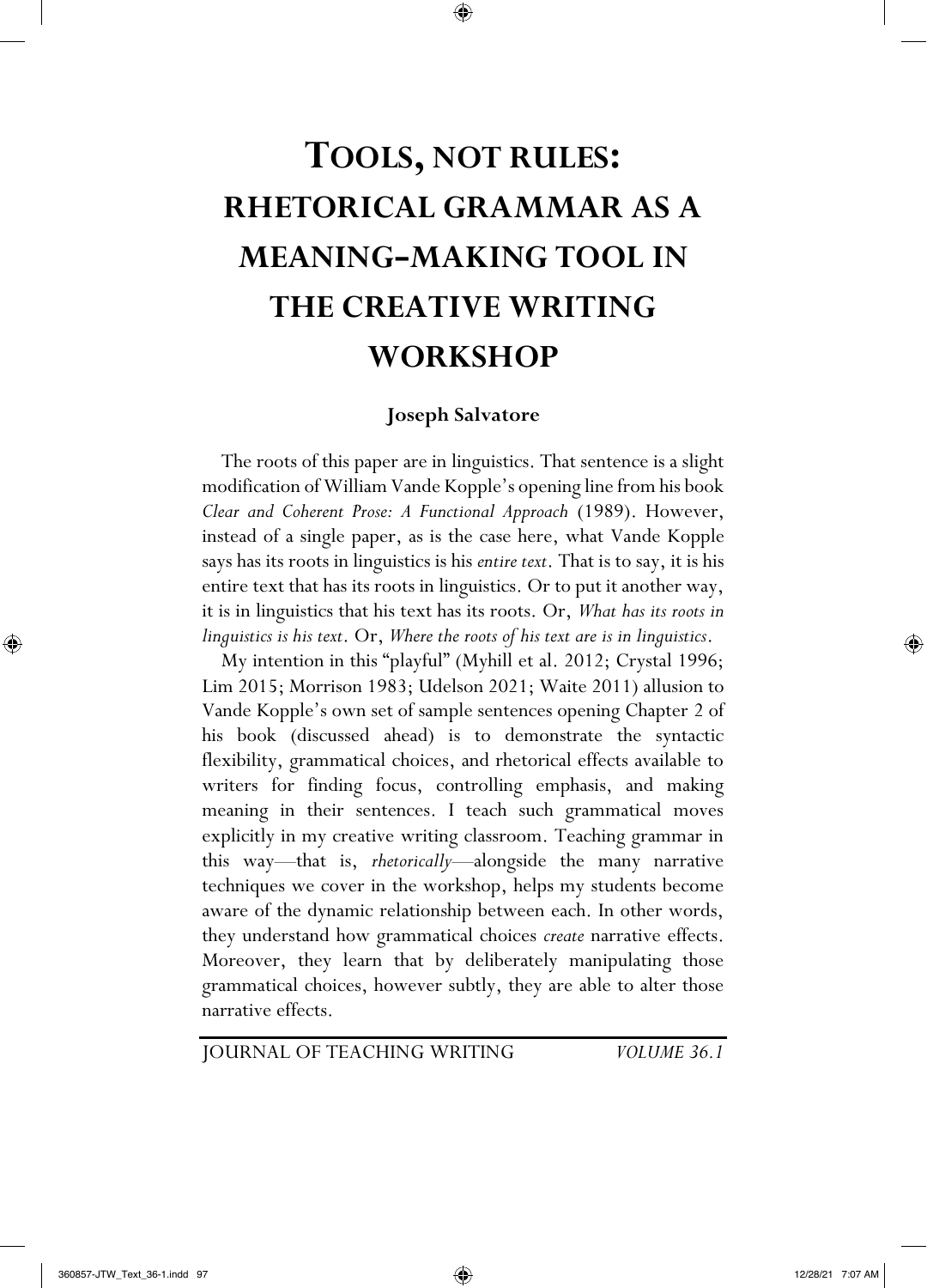# TOOLS, NOT RULES: RHETORICAL GRAMMAR AS A MEANING-MAKING TOOL IN THE CREATIVE WRITING WORKSHOP

**Joseph Salvatore**

The roots of this paper are in linguistics. That sentence is a slight modification of William Vande Kopple's opening line from his book *Clear and Coherent Prose: A Functional Approach* (1989). However, instead of a single paper, as is the case here, what Vande Kopple says has its roots in linguistics is his *entire text*. That is to say, it is his entire text that has its roots in linguistics. Or to put it another way, it is in linguistics that his text has its roots. Or, *What has its roots in linguistics is his text*. Or, *Where the roots of his text are is in linguistics*.

My intention in this "playful" (Myhill et al. 2012; Crystal 1996; Lim 2015; Morrison 1983; Udelson 2021; Waite 2011) allusion to Vande Kopple's own set of sample sentences opening Chapter 2 of his book (discussed ahead) is to demonstrate the syntactic flexibility, grammatical choices, and rhetorical effects available to writers for finding focus, controlling emphasis, and making meaning in their sentences. I teach such grammatical moves explicitly in my creative writing classroom. Teaching grammar in this way—that is, *rhetorically*—alongside the many narrative techniques we cover in the workshop, helps my students become aware of the dynamic relationship between each. In other words, they understand how grammatical choices *create* narrative effects. Moreover, they learn that by deliberately manipulating those grammatical choices, however subtly, they are able to alter those narrative effects.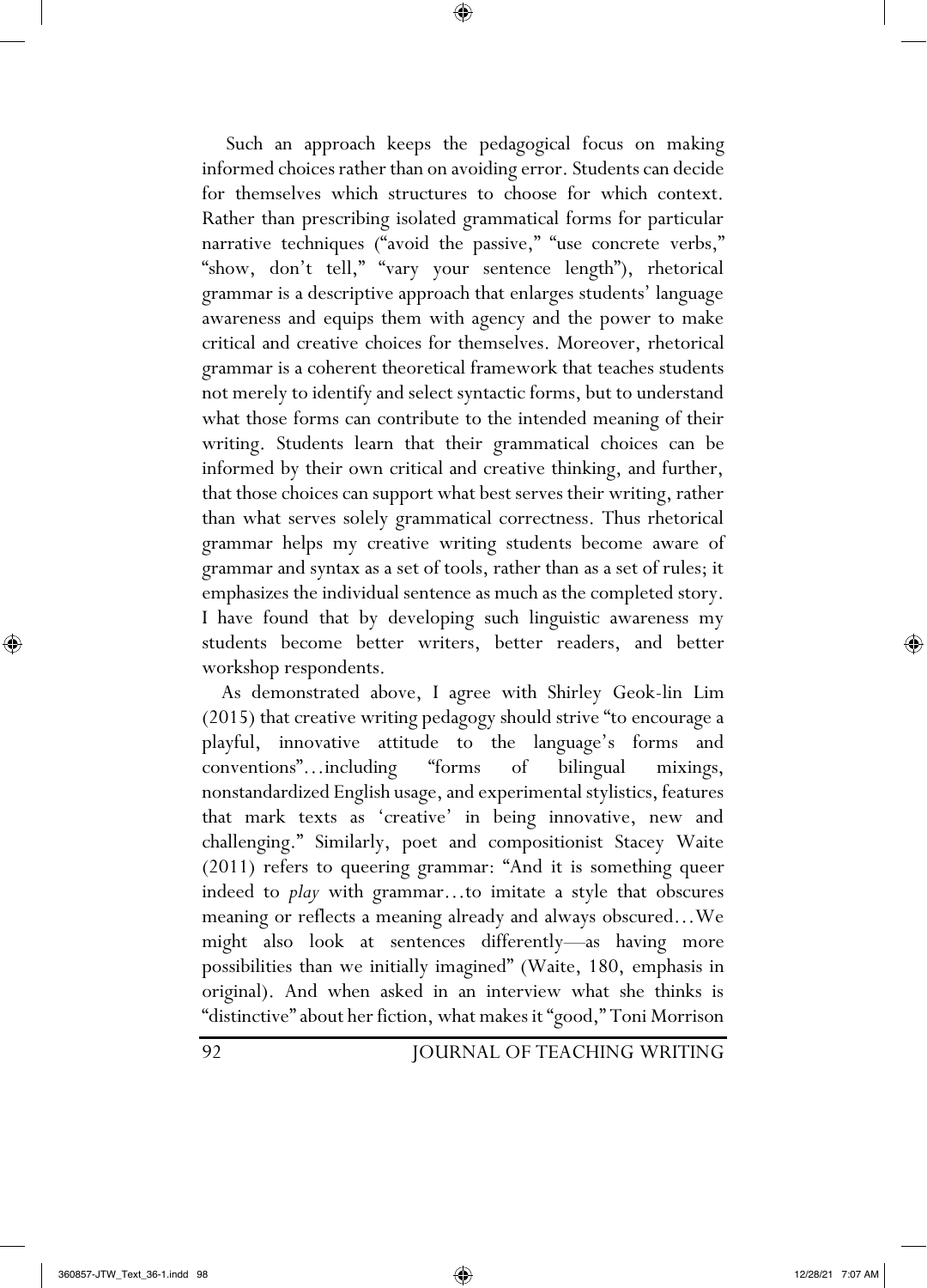Such an approach keeps the pedagogical focus on making informed choices rather than on avoiding error. Students can decide for themselves which structures to choose for which context. Rather than prescribing isolated grammatical forms for particular narrative techniques ("avoid the passive," "use concrete verbs," "show, don't tell," "vary your sentence length"), rhetorical grammar is a descriptive approach that enlarges students' language awareness and equips them with agency and the power to make critical and creative choices for themselves. Moreover, rhetorical grammar is a coherent theoretical framework that teaches students not merely to identify and select syntactic forms, but to understand what those forms can contribute to the intended meaning of their writing. Students learn that their grammatical choices can be informed by their own critical and creative thinking, and further, that those choices can support what best serves their writing, rather than what serves solely grammatical correctness. Thus rhetorical grammar helps my creative writing students become aware of grammar and syntax as a set of tools, rather than as a set of rules; it emphasizes the individual sentence as much as the completed story. I have found that by developing such linguistic awareness my students become better writers, better readers, and better workshop respondents.

As demonstrated above, I agree with Shirley Geok-lin Lim (2015) that creative writing pedagogy should strive "to encourage a playful, innovative attitude to the language's forms and conventions"…including "forms of bilingual mixings, nonstandardized English usage, and experimental stylistics, features that mark texts as 'creative' in being innovative, new and challenging." Similarly, poet and compositionist Stacey Waite (2011) refers to queering grammar: "And it is something queer indeed to *play* with grammar…to imitate a style that obscures meaning or reflects a meaning already and always obscured…We might also look at sentences differently—as having more possibilities than we initially imagined" (Waite, 180, emphasis in original). And when asked in an interview what she thinks is "distinctive" about her fiction, what makes it "good," Toni Morrison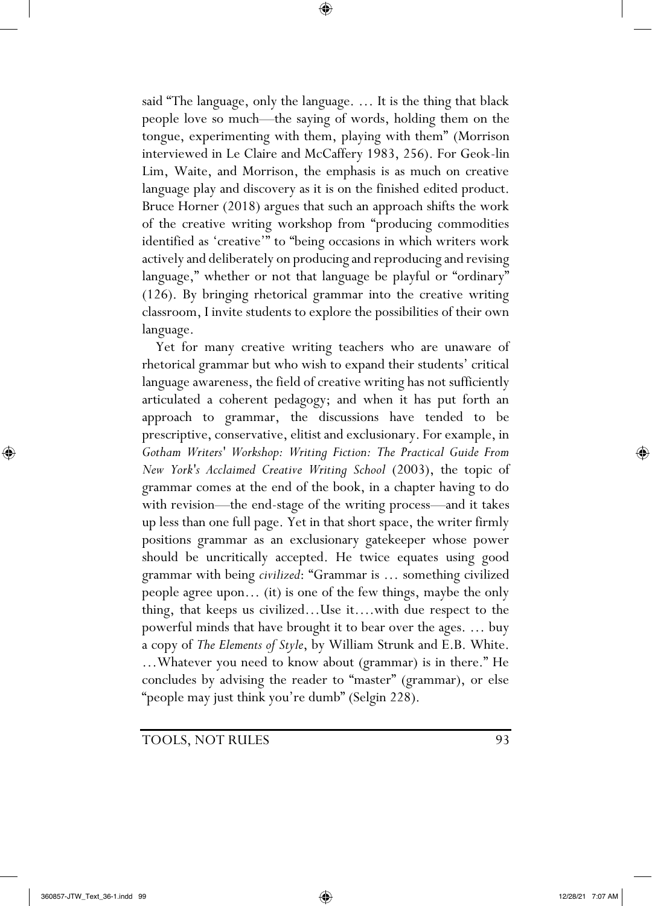said "The language, only the language. … It is the thing that black people love so much—the saying of words, holding them on the tongue, experimenting with them, playing with them" (Morrison interviewed in Le Claire and McCaffery 1983, 256). For Geok-lin Lim, Waite, and Morrison, the emphasis is as much on creative language play and discovery as it is on the finished edited product. Bruce Horner (2018) argues that such an approach shifts the work of the creative writing workshop from "producing commodities identified as 'creative'" to "being occasions in which writers work actively and deliberately on producing and reproducing and revising language," whether or not that language be playful or "ordinary" (126). By bringing rhetorical grammar into the creative writing classroom, I invite students to explore the possibilities of their own language.

Yet for many creative writing teachers who are unaware of rhetorical grammar but who wish to expand their students' critical language awareness, the field of creative writing has not sufficiently articulated a coherent pedagogy; and when it has put forth an approach to grammar, the discussions have tended to be prescriptive, conservative, elitist and exclusionary. For example, in *Gotham Writers' Workshop: Writing Fiction: The Practical Guide From New York's Acclaimed Creative Writing School* (2003), the topic of grammar comes at the end of the book, in a chapter having to do with revision—the end-stage of the writing process—and it takes up less than one full page. Yet in that short space, the writer firmly positions grammar as an exclusionary gatekeeper whose power should be uncritically accepted. He twice equates using good grammar with being *civilized*: "Grammar is … something civilized people agree upon… (it) is one of the few things, maybe the only thing, that keeps us civilized…Use it….with due respect to the powerful minds that have brought it to bear over the ages. … buy a copy of *The Elements of Style*, by William Strunk and E.B. White. …Whatever you need to know about (grammar) is in there." He concludes by advising the reader to "master" (grammar), or else "people may just think you're dumb" (Selgin 228).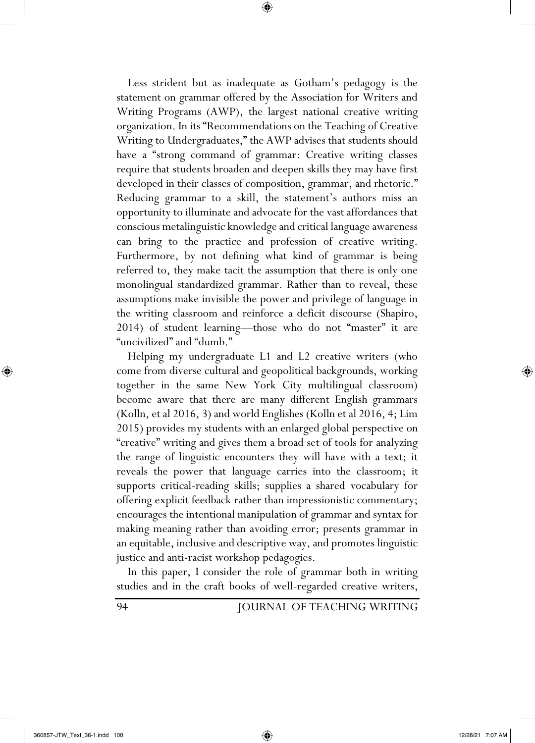Less strident but as inadequate as Gotham's pedagogy is the statement on grammar offered by the Association for Writers and Writing Programs (AWP), the largest national creative writing organization. In its "Recommendations on the Teaching of Creative Writing to Undergraduates," the AWP advises that students should have a "strong command of grammar: Creative writing classes require that students broaden and deepen skills they may have first developed in their classes of composition, grammar, and rhetoric." Reducing grammar to a skill, the statement's authors miss an opportunity to illuminate and advocate for the vast affordances that conscious metalinguistic knowledge and critical language awareness can bring to the practice and profession of creative writing. Furthermore, by not defining what kind of grammar is being referred to, they make tacit the assumption that there is only one monolingual standardized grammar. Rather than to reveal, these assumptions make invisible the power and privilege of language in the writing classroom and reinforce a deficit discourse (Shapiro, 2014) of student learning—those who do not "master" it are "uncivilized" and "dumb."

Helping my undergraduate L1 and L2 creative writers (who come from diverse cultural and geopolitical backgrounds, working together in the same New York City multilingual classroom) become aware that there are many different English grammars (Kolln, et al 2016, 3) and world Englishes (Kolln et al 2016, 4; Lim 2015) provides my students with an enlarged global perspective on "creative" writing and gives them a broad set of tools for analyzing the range of linguistic encounters they will have with a text; it reveals the power that language carries into the classroom; it supports critical-reading skills; supplies a shared vocabulary for offering explicit feedback rather than impressionistic commentary; encourages the intentional manipulation of grammar and syntax for making meaning rather than avoiding error; presents grammar in an equitable, inclusive and descriptive way, and promotes linguistic justice and anti-racist workshop pedagogies.

In this paper, I consider the role of grammar both in writing studies and in the craft books of well-regarded creative writers,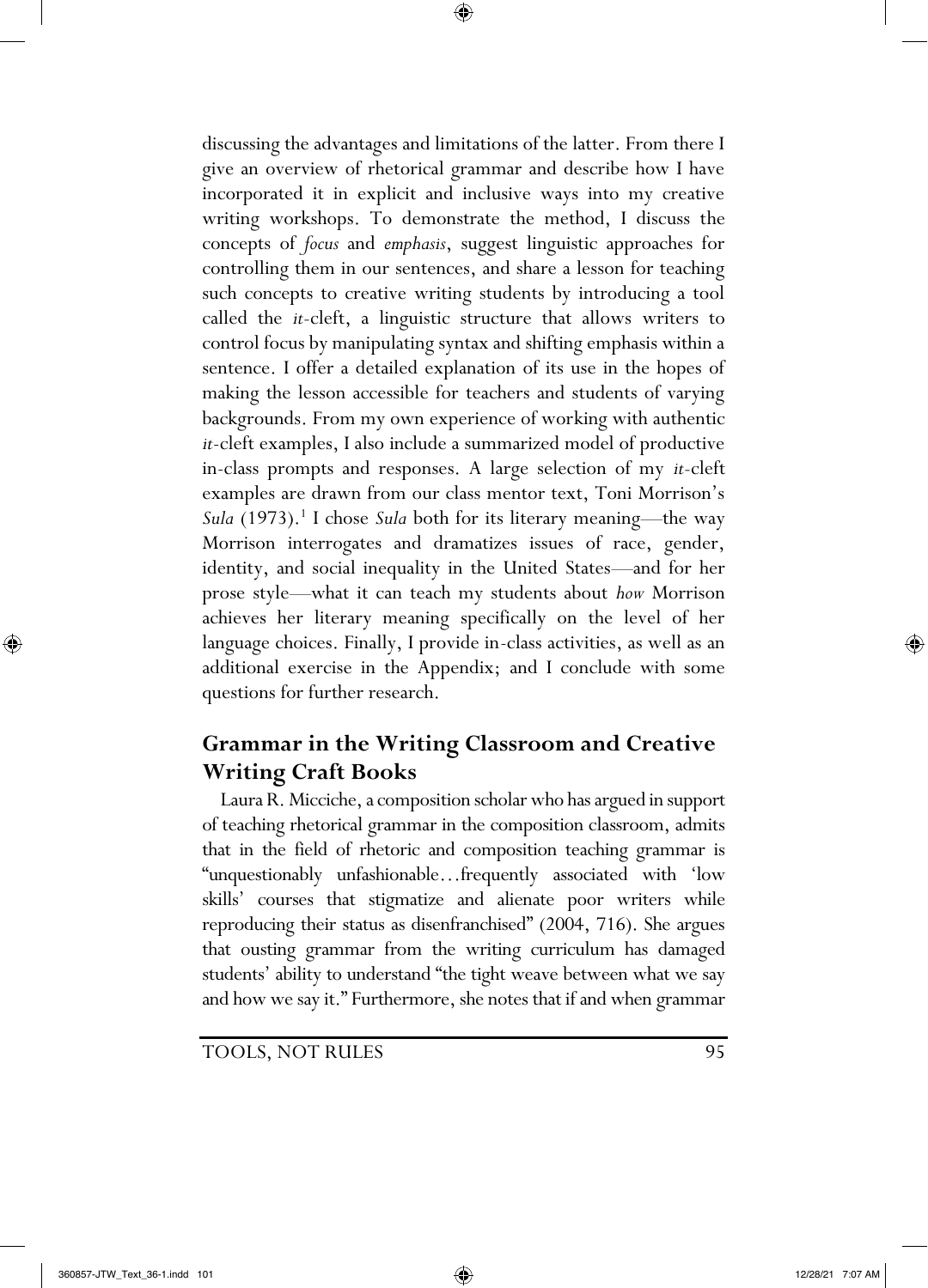discussing the advantages and limitations of the latter. From there I give an overview of rhetorical grammar and describe how I have incorporated it in explicit and inclusive ways into my creative writing workshops. To demonstrate the method, I discuss the concepts of *focus* and *emphasis*, suggest linguistic approaches for controlling them in our sentences, and share a lesson for teaching such concepts to creative writing students by introducing a tool called the *it*-cleft, a linguistic structure that allows writers to control focus by manipulating syntax and shifting emphasis within a sentence. I offer a detailed explanation of its use in the hopes of making the lesson accessible for teachers and students of varying backgrounds. From my own experience of working with authentic *it*-cleft examples, I also include a summarized model of productive in-class prompts and responses. A large selection of my *it*-cleft examples are drawn from our class mentor text, Toni Morrison's *Sula* (1973).[1] I chose *Sula* both for its literary meaning—the way Morrison interrogates and dramatizes issues of race, gender, identity, and social inequality in the United States—and for her prose style—what it can teach my students about *how* Morrison achieves her literary meaning specifically on the level of her language choices. Finally, I provide in-class activities, as well as an additional exercise in the Appendix; and I conclude with some questions for further research.

## Grammar in the Writing Classroom and Creative Writing Craft Books

Laura R. Micciche, a composition scholar who has argued in support of teaching rhetorical grammar in the composition classroom, admits that in the field of rhetoric and composition teaching grammar is "unquestionably unfashionable…frequently associated with 'low skills' courses that stigmatize and alienate poor writers while reproducing their status as disenfranchised" (2004, 716). She argues that ousting grammar from the writing curriculum has damaged students' ability to understand "the tight weave between what we say and how we say it." Furthermore, she notes that if and when grammar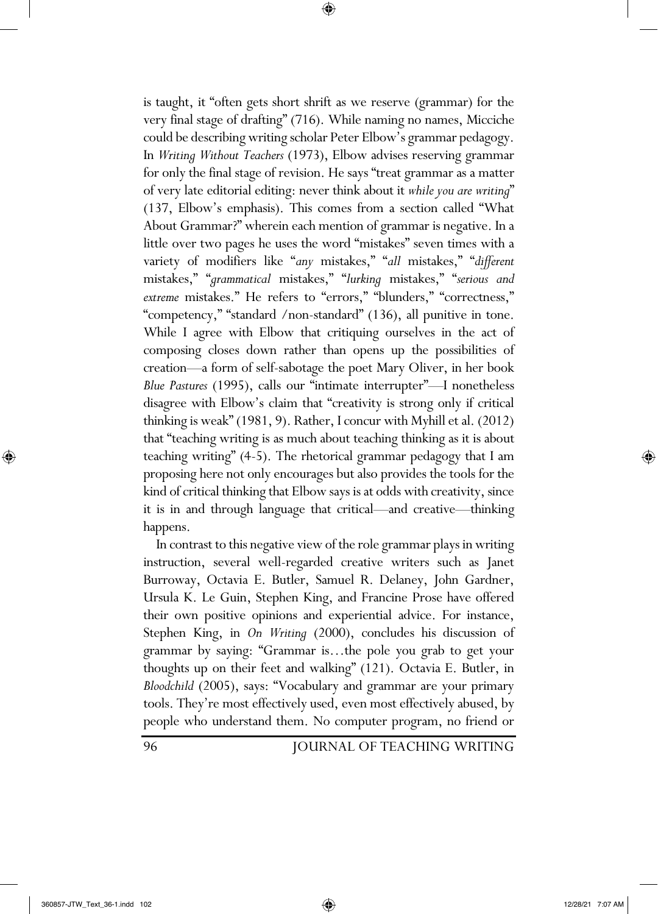is taught, it "often gets short shrift as we reserve (grammar) for the very final stage of drafting" (716). While naming no names, Micciche could be describing writing scholar Peter Elbow's grammar pedagogy. In *Writing Without Teachers* (1973), Elbow advises reserving grammar for only the final stage of revision. He says "treat grammar as a matter of very late editorial editing: never think about it *while you are writing*" (137, Elbow's emphasis). This comes from a section called "What About Grammar?" wherein each mention of grammar is negative. In a little over two pages he uses the word "mistakes" seven times with a variety of modifiers like "*any* mistakes," "*all* mistakes," "*different* mistakes," "*grammatical* mistakes," "*lurking* mistakes," "*serious and extreme* mistakes." He refers to "errors," "blunders," "correctness," "competency," "standard /non-standard" (136), all punitive in tone. While I agree with Elbow that critiquing ourselves in the act of composing closes down rather than opens up the possibilities of creation—a form of self-sabotage the poet Mary Oliver, in her book *Blue Pastures* (1995), calls our "intimate interrupter"—I nonetheless disagree with Elbow's claim that "creativity is strong only if critical thinking is weak" (1981, 9). Rather, I concur with Myhill et al. (2012) that "teaching writing is as much about teaching thinking as it is about teaching writing" (4-5). The rhetorical grammar pedagogy that I am proposing here not only encourages but also provides the tools for the kind of critical thinking that Elbow says is at odds with creativity, since it is in and through language that critical—and creative—thinking happens.

In contrast to this negative view of the role grammar plays in writing instruction, several well-regarded creative writers such as Janet Burroway, Octavia E. Butler, Samuel R. Delaney, John Gardner, Ursula K. Le Guin, Stephen King, and Francine Prose have offered their own positive opinions and experiential advice. For instance, Stephen King, in *On Writing* (2000), concludes his discussion of grammar by saying: "Grammar is…the pole you grab to get your thoughts up on their feet and walking" (121). Octavia E. Butler, in *Bloodchild* (2005), says: "Vocabulary and grammar are your primary tools. They're most effectively used, even most effectively abused, by people who understand them. No computer program, no friend or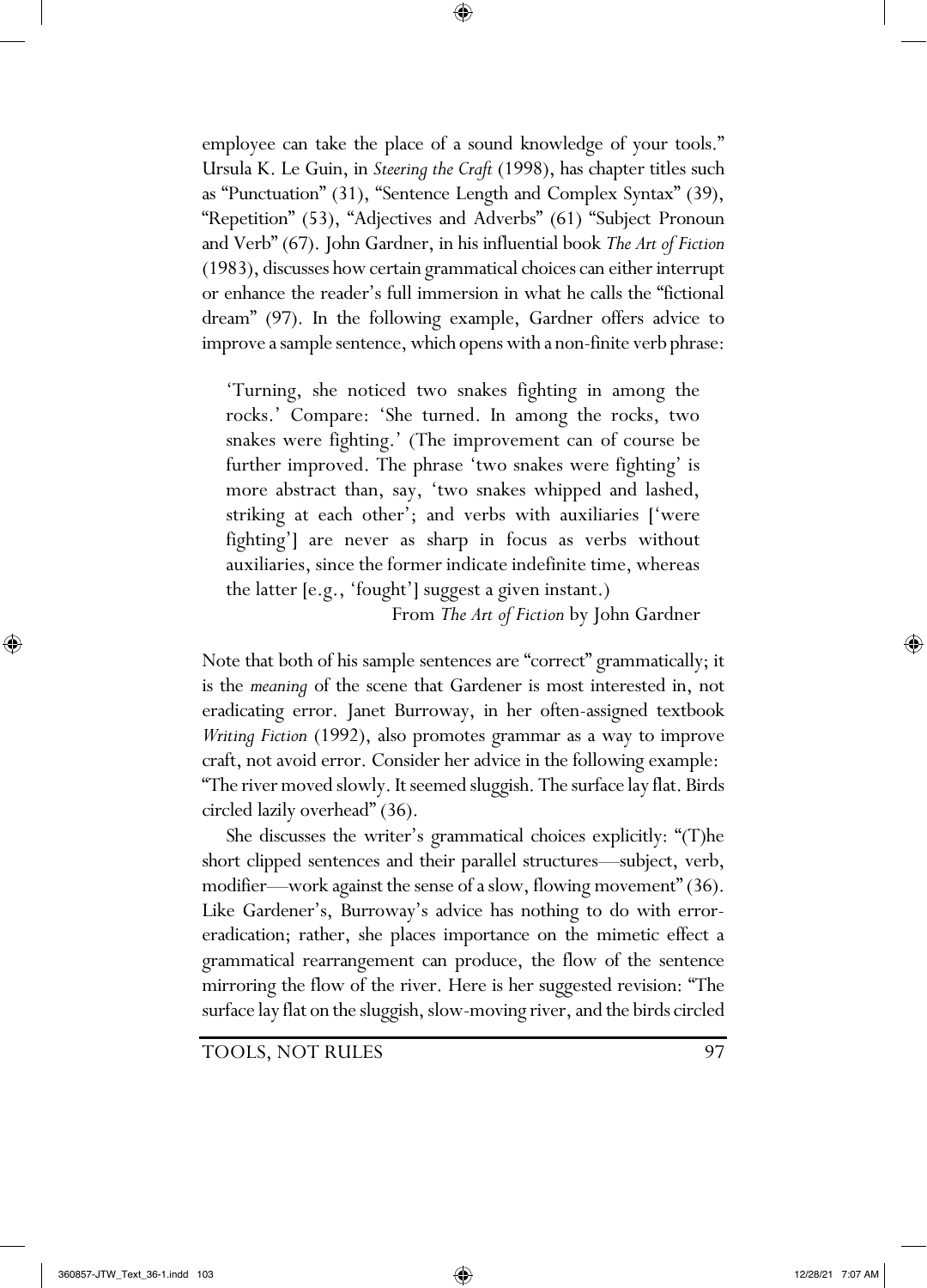employee can take the place of a sound knowledge of your tools." Ursula K. Le Guin, in *Steering the Craft* (1998), has chapter titles such as "Punctuation" (31), "Sentence Length and Complex Syntax" (39), "Repetition" (53), "Adjectives and Adverbs" (61) "Subject Pronoun and Verb" (67). John Gardner, in his influential book *The Art of Fiction* (1983), discusses how certain grammatical choices can either interrupt or enhance the reader's full immersion in what he calls the "fictional dream" (97). In the following example, Gardner offers advice to improve a sample sentence, which opens with a non-finite verb phrase:

> 'Turning, she noticed two snakes fighting in among the rocks.' Compare: 'She turned. In among the rocks, two snakes were fighting.' (The improvement can of course be further improved. The phrase 'two snakes were fighting' is more abstract than, say, 'two snakes whipped and lashed, striking at each other'; and verbs with auxiliaries ['were fighting'] are never as sharp in focus as verbs without auxiliaries, since the former indicate indefinite time, whereas the latter [e.g., 'fought'] suggest a given instant.)
>
> From *The Art of Fiction* by John Gardner

Note that both of his sample sentences are "correct" grammatically; it is the *meaning* of the scene that Gardener is most interested in, not eradicating error. Janet Burroway, in her often-assigned textbook *Writing Fiction* (1992), also promotes grammar as a way to improve craft, not avoid error. Consider her advice in the following example: "The river moved slowly. It seemed sluggish. The surface lay flat. Birds circled lazily overhead" (36).

She discusses the writer's grammatical choices explicitly: "(T)he short clipped sentences and their parallel structures—subject, verb, modifier—work against the sense of a slow, flowing movement" (36). Like Gardener's, Burroway's advice has nothing to do with error-eradication; rather, she places importance on the mimetic effect a grammatical rearrangement can produce, the flow of the sentence mirroring the flow of the river. Here is her suggested revision: "The surface lay flat on the sluggish, slow-moving river, and the birds circled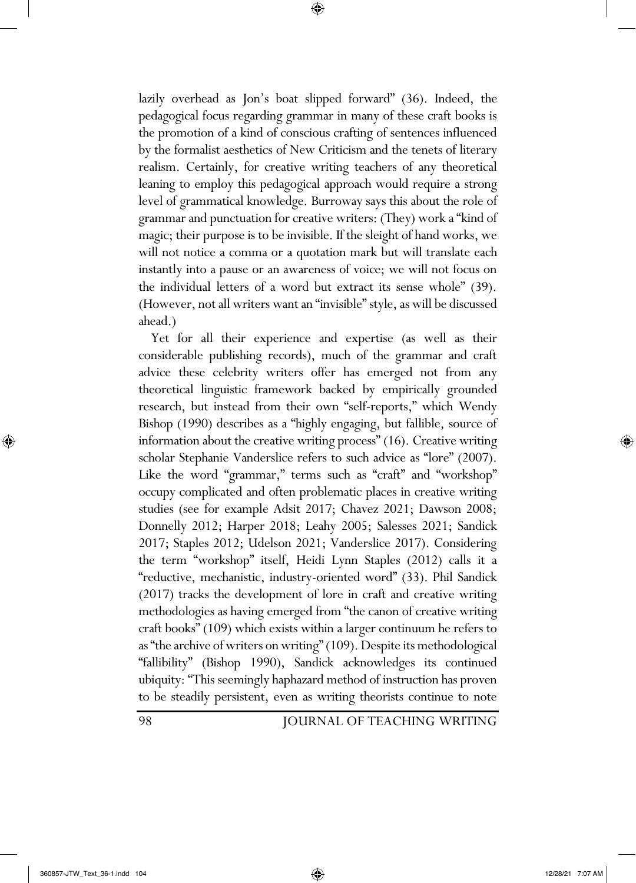lazily overhead as Jon's boat slipped forward" (36). Indeed, the pedagogical focus regarding grammar in many of these craft books is the promotion of a kind of conscious crafting of sentences influenced by the formalist aesthetics of New Criticism and the tenets of literary realism. Certainly, for creative writing teachers of any theoretical leaning to employ this pedagogical approach would require a strong level of grammatical knowledge. Burroway says this about the role of grammar and punctuation for creative writers: (They) work a "kind of magic; their purpose is to be invisible. If the sleight of hand works, we will not notice a comma or a quotation mark but will translate each instantly into a pause or an awareness of voice; we will not focus on the individual letters of a word but extract its sense whole" (39). (However, not all writers want an "invisible" style, as will be discussed ahead.)

Yet for all their experience and expertise (as well as their considerable publishing records), much of the grammar and craft advice these celebrity writers offer has emerged not from any theoretical linguistic framework backed by empirically grounded research, but instead from their own "self-reports," which Wendy Bishop (1990) describes as a "highly engaging, but fallible, source of information about the creative writing process" (16). Creative writing scholar Stephanie Vanderslice refers to such advice as "lore" (2007). Like the word "grammar," terms such as "craft" and "workshop" occupy complicated and often problematic places in creative writing studies (see for example Adsit 2017; Chavez 2021; Dawson 2008; Donnelly 2012; Harper 2018; Leahy 2005; Salesses 2021; Sandick 2017; Staples 2012; Udelson 2021; Vanderslice 2017). Considering the term "workshop" itself, Heidi Lynn Staples (2012) calls it a "reductive, mechanistic, industry-oriented word" (33). Phil Sandick (2017) tracks the development of lore in craft and creative writing methodologies as having emerged from "the canon of creative writing craft books" (109) which exists within a larger continuum he refers to as "the archive of writers on writing" (109). Despite its methodological "fallibility" (Bishop 1990), Sandick acknowledges its continued ubiquity: "This seemingly haphazard method of instruction has proven to be steadily persistent, even as writing theorists continue to note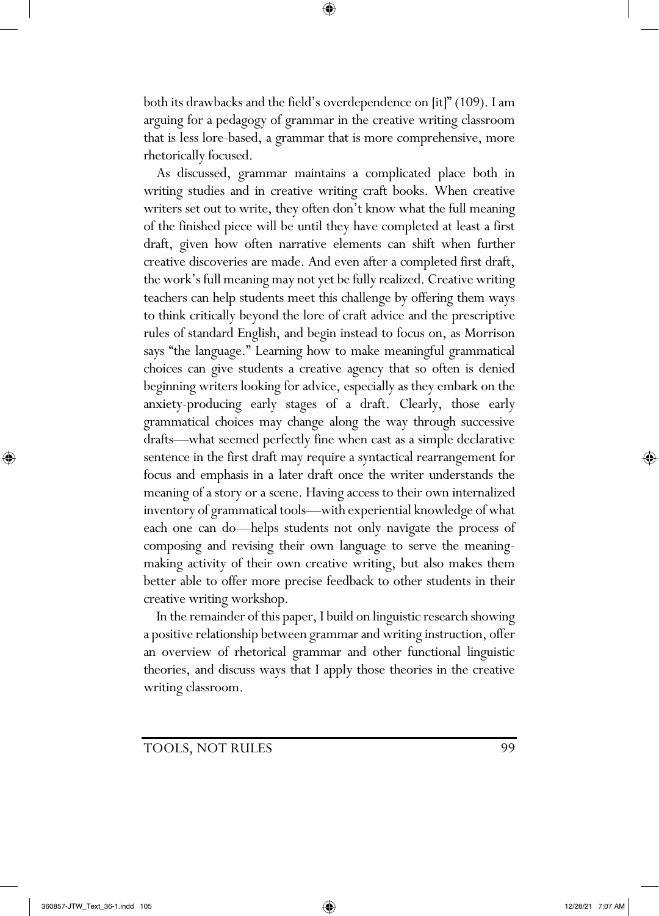both its drawbacks and the field's overdependence on [it]" (109). I am arguing for a pedagogy of grammar in the creative writing classroom that is less lore-based, a grammar that is more comprehensive, more rhetorically focused.

As discussed, grammar maintains a complicated place both in writing studies and in creative writing craft books. When creative writers set out to write, they often don't know what the full meaning of the finished piece will be until they have completed at least a first draft, given how often narrative elements can shift when further creative discoveries are made. And even after a completed first draft, the work's full meaning may not yet be fully realized. Creative writing teachers can help students meet this challenge by offering them ways to think critically beyond the lore of craft advice and the prescriptive rules of standard English, and begin instead to focus on, as Morrison says "the language." Learning how to make meaningful grammatical choices can give students a creative agency that so often is denied beginning writers looking for advice, especially as they embark on the anxiety-producing early stages of a draft. Clearly, those early grammatical choices may change along the way through successive drafts—what seemed perfectly fine when cast as a simple declarative sentence in the first draft may require a syntactical rearrangement for focus and emphasis in a later draft once the writer understands the meaning of a story or a scene. Having access to their own internalized inventory of grammatical tools—with experiential knowledge of what each one can do—helps students not only navigate the process of composing and revising their own language to serve the meaning-making activity of their own creative writing, but also makes them better able to offer more precise feedback to other students in their creative writing workshop.

In the remainder of this paper, I build on linguistic research showing a positive relationship between grammar and writing instruction, offer an overview of rhetorical grammar and other functional linguistic theories, and discuss ways that I apply those theories in the creative writing classroom.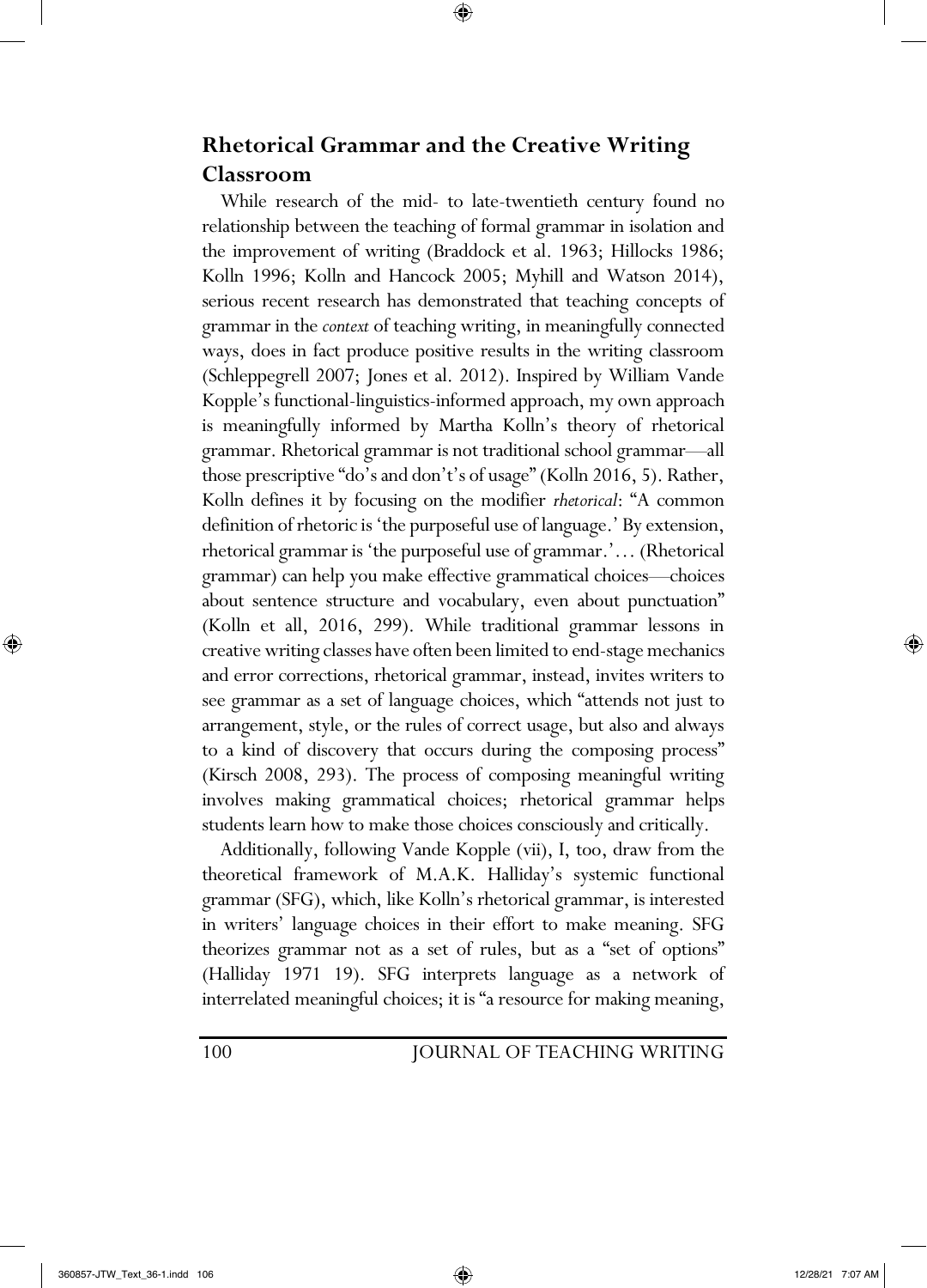## Rhetorical Grammar and the Creative Writing Classroom

While research of the mid- to late-twentieth century found no relationship between the teaching of formal grammar in isolation and the improvement of writing (Braddock et al. 1963; Hillocks 1986; Kolln 1996; Kolln and Hancock 2005; Myhill and Watson 2014), serious recent research has demonstrated that teaching concepts of grammar in the *context* of teaching writing, in meaningfully connected ways, does in fact produce positive results in the writing classroom (Schleppegrell 2007; Jones et al. 2012). Inspired by William Vande Kopple's functional-linguistics-informed approach, my own approach is meaningfully informed by Martha Kolln's theory of rhetorical grammar. Rhetorical grammar is not traditional school grammar—all those prescriptive "do's and don't's of usage" (Kolln 2016, 5). Rather, Kolln defines it by focusing on the modifier *rhetorical*: "A common definition of rhetoric is 'the purposeful use of language.' By extension, rhetorical grammar is 'the purposeful use of grammar.'… (Rhetorical grammar) can help you make effective grammatical choices—choices about sentence structure and vocabulary, even about punctuation" (Kolln et all, 2016, 299). While traditional grammar lessons in creative writing classes have often been limited to end-stage mechanics and error corrections, rhetorical grammar, instead, invites writers to see grammar as a set of language choices, which "attends not just to arrangement, style, or the rules of correct usage, but also and always to a kind of discovery that occurs during the composing process" (Kirsch 2008, 293). The process of composing meaningful writing involves making grammatical choices; rhetorical grammar helps students learn how to make those choices consciously and critically.

Additionally, following Vande Kopple (vii), I, too, draw from the theoretical framework of M.A.K. Halliday's systemic functional grammar (SFG), which, like Kolln's rhetorical grammar, is interested in writers' language choices in their effort to make meaning. SFG theorizes grammar not as a set of rules, but as a "set of options" (Halliday 1971 19). SFG interprets language as a network of interrelated meaningful choices; it is "a resource for making meaning,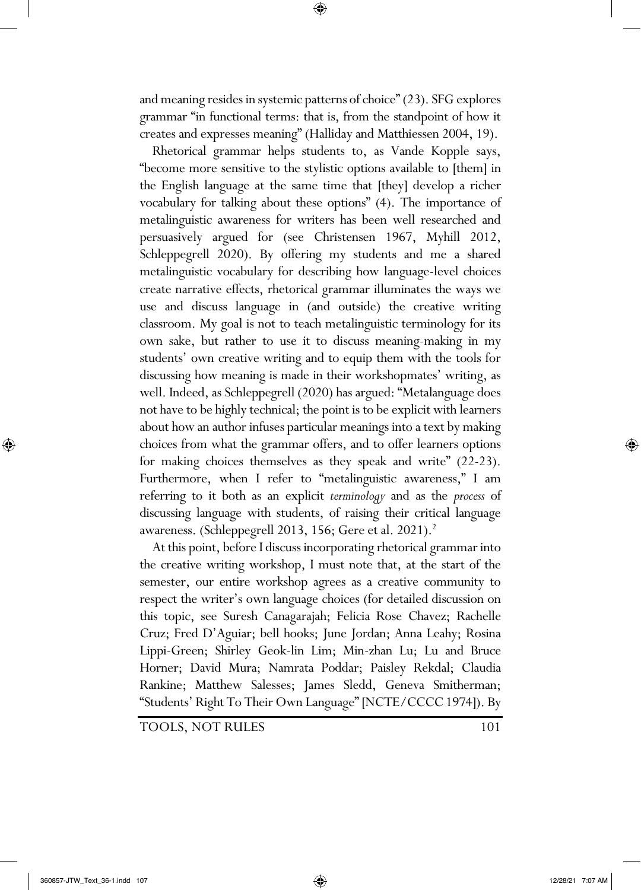and meaning resides in systemic patterns of choice" (23). SFG explores grammar "in functional terms: that is, from the standpoint of how it creates and expresses meaning" (Halliday and Matthiessen 2004, 19).

Rhetorical grammar helps students to, as Vande Kopple says, "become more sensitive to the stylistic options available to [them] in the English language at the same time that [they] develop a richer vocabulary for talking about these options" (4). The importance of metalinguistic awareness for writers has been well researched and persuasively argued for (see Christensen 1967, Myhill 2012, Schleppegrell 2020). By offering my students and me a shared metalinguistic vocabulary for describing how language-level choices create narrative effects, rhetorical grammar illuminates the ways we use and discuss language in (and outside) the creative writing classroom. My goal is not to teach metalinguistic terminology for its own sake, but rather to use it to discuss meaning-making in my students' own creative writing and to equip them with the tools for discussing how meaning is made in their workshopmates' writing, as well. Indeed, as Schleppegrell (2020) has argued: "Metalanguage does not have to be highly technical; the point is to be explicit with learners about how an author infuses particular meanings into a text by making choices from what the grammar offers, and to offer learners options for making choices themselves as they speak and write" (22-23). Furthermore, when I refer to "metalinguistic awareness," I am referring to it both as an explicit *terminology* and as the *process* of discussing language with students, of raising their critical language awareness. (Schleppegrell 2013, 156; Gere et al. 2021).[2]

At this point, before I discuss incorporating rhetorical grammar into the creative writing workshop, I must note that, at the start of the semester, our entire workshop agrees as a creative community to respect the writer's own language choices (for detailed discussion on this topic, see Suresh Canagarajah; Felicia Rose Chavez; Rachelle Cruz; Fred D'Aguiar; bell hooks; June Jordan; Anna Leahy; Rosina Lippi-Green; Shirley Geok-lin Lim; Min-zhan Lu; Lu and Bruce Horner; David Mura; Namrata Poddar; Paisley Rekdal; Claudia Rankine; Matthew Salesses; James Sledd, Geneva Smitherman; "Students' Right To Their Own Language" [NCTE/CCCC 1974]). By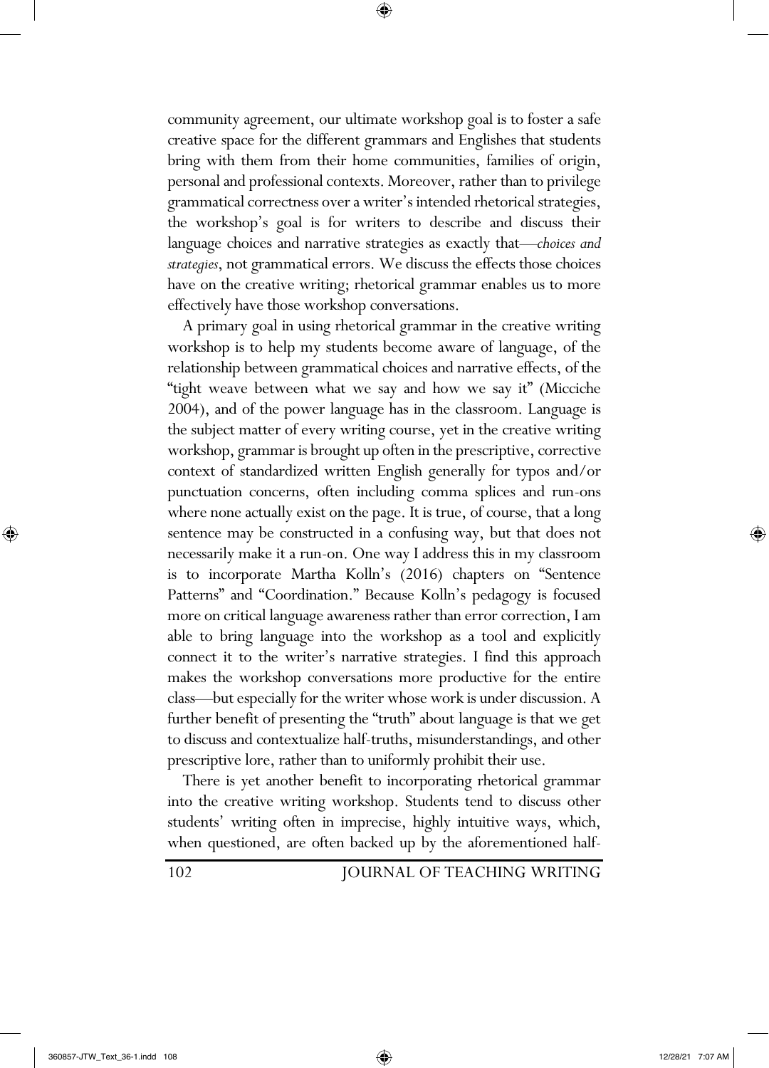community agreement, our ultimate workshop goal is to foster a safe creative space for the different grammars and Englishes that students bring with them from their home communities, families of origin, personal and professional contexts. Moreover, rather than to privilege grammatical correctness over a writer's intended rhetorical strategies, the workshop's goal is for writers to describe and discuss their language choices and narrative strategies as exactly that—*choices and strategies*, not grammatical errors. We discuss the effects those choices have on the creative writing; rhetorical grammar enables us to more effectively have those workshop conversations.

A primary goal in using rhetorical grammar in the creative writing workshop is to help my students become aware of language, of the relationship between grammatical choices and narrative effects, of the "tight weave between what we say and how we say it" (Micciche 2004), and of the power language has in the classroom. Language is the subject matter of every writing course, yet in the creative writing workshop, grammar is brought up often in the prescriptive, corrective context of standardized written English generally for typos and/or punctuation concerns, often including comma splices and run-ons where none actually exist on the page. It is true, of course, that a long sentence may be constructed in a confusing way, but that does not necessarily make it a run-on. One way I address this in my classroom is to incorporate Martha Kolln's (2016) chapters on "Sentence Patterns" and "Coordination." Because Kolln's pedagogy is focused more on critical language awareness rather than error correction, I am able to bring language into the workshop as a tool and explicitly connect it to the writer's narrative strategies. I find this approach makes the workshop conversations more productive for the entire class—but especially for the writer whose work is under discussion. A further benefit of presenting the "truth" about language is that we get to discuss and contextualize half-truths, misunderstandings, and other prescriptive lore, rather than to uniformly prohibit their use.

There is yet another benefit to incorporating rhetorical grammar into the creative writing workshop. Students tend to discuss other students' writing often in imprecise, highly intuitive ways, which, when questioned, are often backed up by the aforementioned half-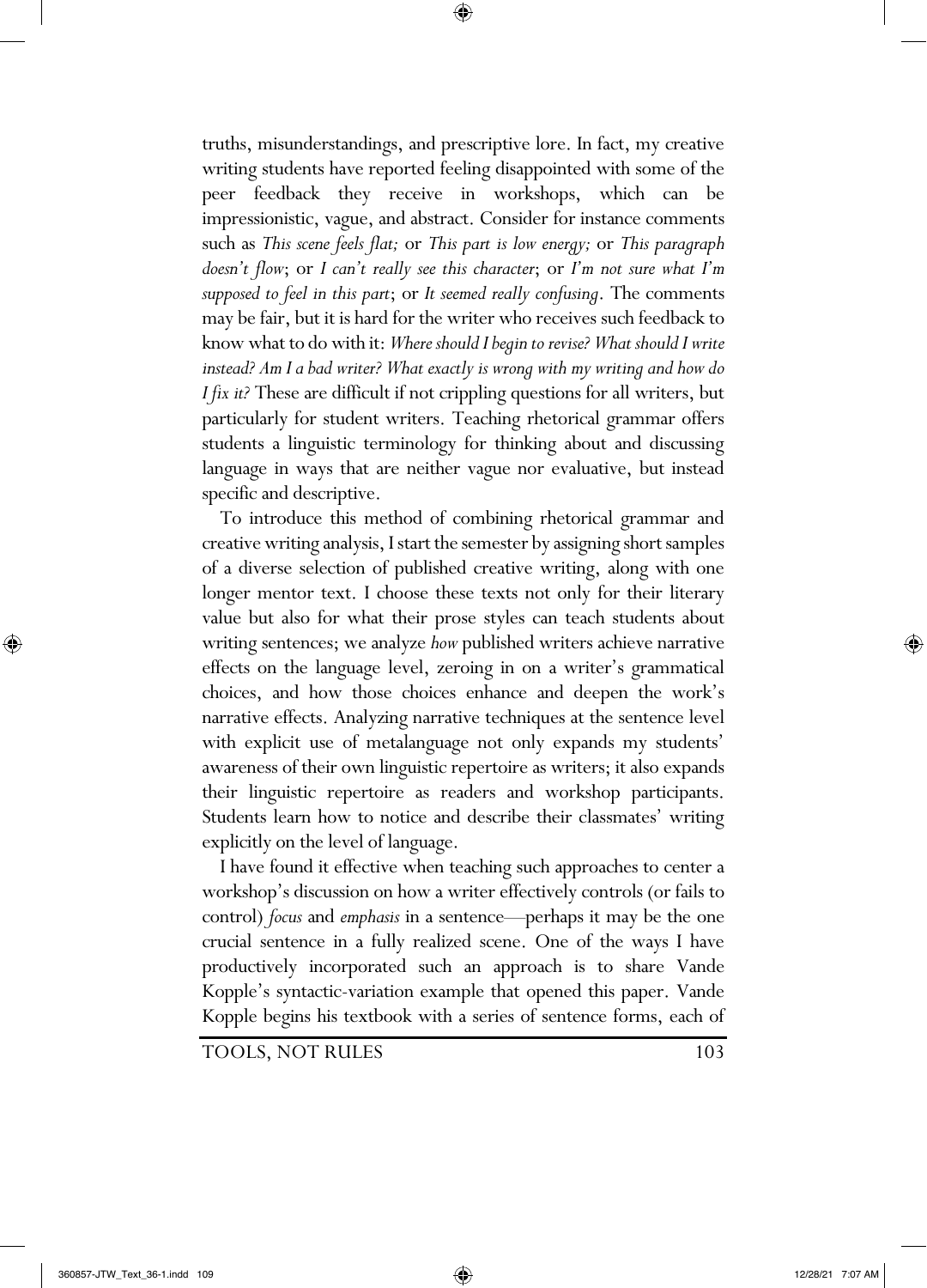truths, misunderstandings, and prescriptive lore. In fact, my creative writing students have reported feeling disappointed with some of the peer feedback they receive in workshops, which can be impressionistic, vague, and abstract. Consider for instance comments such as *This scene feels flat;* or *This part is low energy;* or *This paragraph doesn't flow*; or *I can't really see this character*; or *I'm not sure what I'm supposed to feel in this part*; or *It seemed really confusing*. The comments may be fair, but it is hard for the writer who receives such feedback to know what to do with it: *Where should I begin to revise? What should I write instead? Am I a bad writer? What exactly is wrong with my writing and how do I fix it?* These are difficult if not crippling questions for all writers, but particularly for student writers. Teaching rhetorical grammar offers students a linguistic terminology for thinking about and discussing language in ways that are neither vague nor evaluative, but instead specific and descriptive.

To introduce this method of combining rhetorical grammar and creative writing analysis, I start the semester by assigning short samples of a diverse selection of published creative writing, along with one longer mentor text. I choose these texts not only for their literary value but also for what their prose styles can teach students about writing sentences; we analyze *how* published writers achieve narrative effects on the language level, zeroing in on a writer's grammatical choices, and how those choices enhance and deepen the work's narrative effects. Analyzing narrative techniques at the sentence level with explicit use of metalanguage not only expands my students' awareness of their own linguistic repertoire as writers; it also expands their linguistic repertoire as readers and workshop participants. Students learn how to notice and describe their classmates' writing explicitly on the level of language.

I have found it effective when teaching such approaches to center a workshop's discussion on how a writer effectively controls (or fails to control) *focus* and *emphasis* in a sentence—perhaps it may be the one crucial sentence in a fully realized scene. One of the ways I have productively incorporated such an approach is to share Vande Kopple's syntactic-variation example that opened this paper. Vande Kopple begins his textbook with a series of sentence forms, each of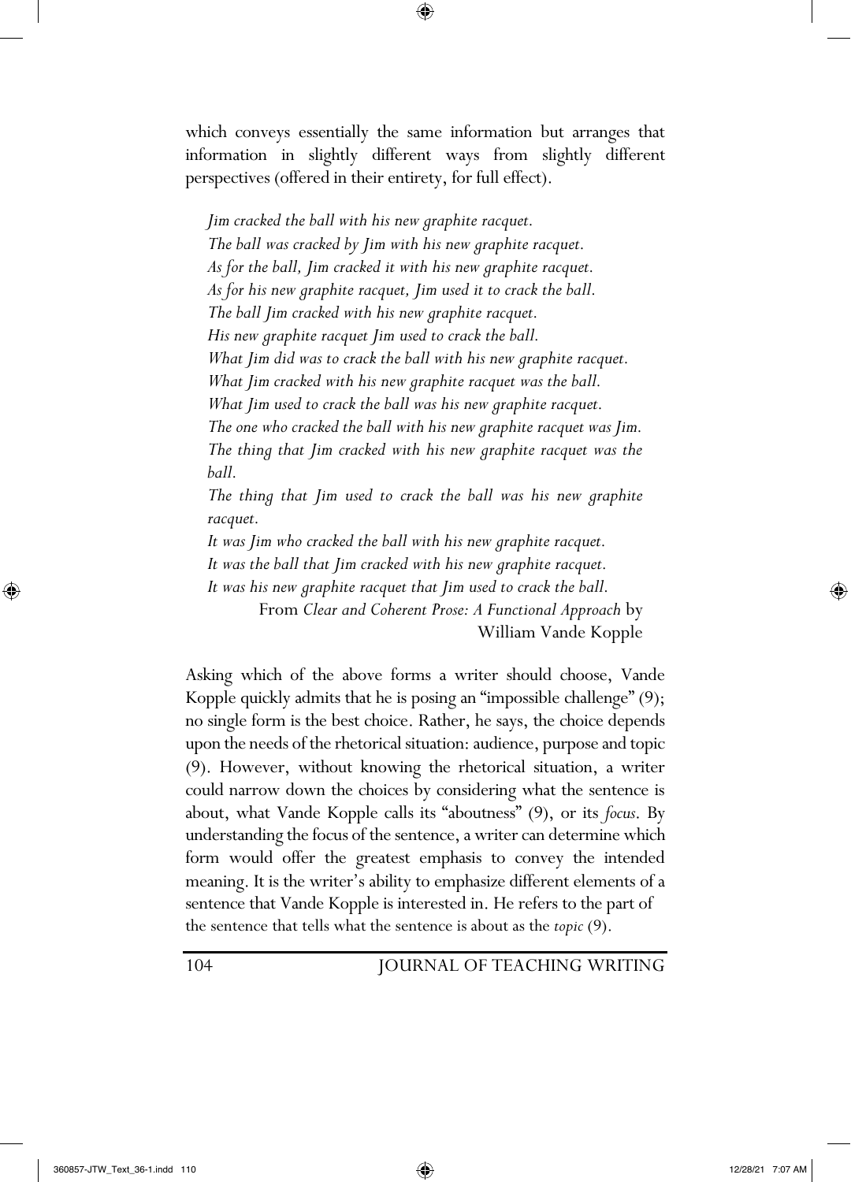which conveys essentially the same information but arranges that information in slightly different ways from slightly different perspectives (offered in their entirety, for full effect).

> *Jim cracked the ball with his new graphite racquet.*
> *The ball was cracked by Jim with his new graphite racquet.*
> *As for the ball, Jim cracked it with his new graphite racquet.*
> *As for his new graphite racquet, Jim used it to crack the ball.*
> *The ball Jim cracked with his new graphite racquet.*
> *His new graphite racquet Jim used to crack the ball.*
> *What Jim did was to crack the ball with his new graphite racquet.*
> *What Jim cracked with his new graphite racquet was the ball.*
> *What Jim used to crack the ball was his new graphite racquet.*
> *The one who cracked the ball with his new graphite racquet was Jim.*
> *The thing that Jim cracked with his new graphite racquet was the ball.*
> *The thing that Jim used to crack the ball was his new graphite racquet.*
> *It was Jim who cracked the ball with his new graphite racquet.*
> *It was the ball that Jim cracked with his new graphite racquet.*
> *It was his new graphite racquet that Jim used to crack the ball.*
>
> From *Clear and Coherent Prose: A Functional Approach* by William Vande Kopple

Asking which of the above forms a writer should choose, Vande Kopple quickly admits that he is posing an "impossible challenge" (9); no single form is the best choice. Rather, he says, the choice depends upon the needs of the rhetorical situation: audience, purpose and topic (9). However, without knowing the rhetorical situation, a writer could narrow down the choices by considering what the sentence is about, what Vande Kopple calls its "aboutness" (9), or its *focus*. By understanding the focus of the sentence, a writer can determine which form would offer the greatest emphasis to convey the intended meaning. It is the writer's ability to emphasize different elements of a sentence that Vande Kopple is interested in. He refers to the part of the sentence that tells what the sentence is about as the *topic* (9).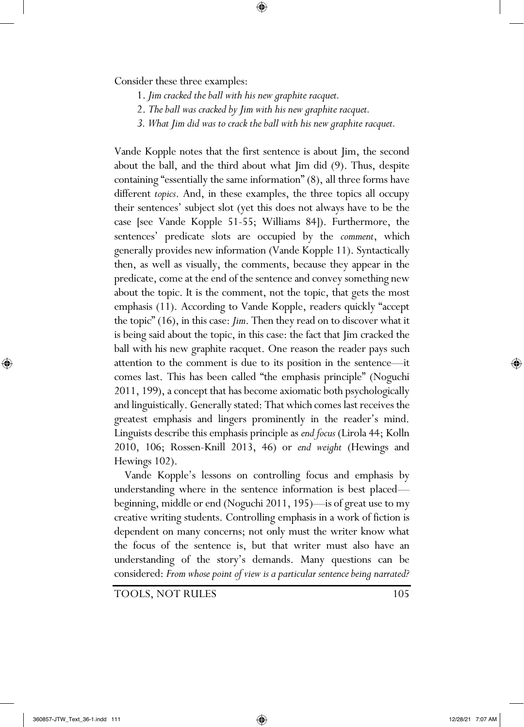Consider these three examples:

1. *Jim cracked the ball with his new graphite racquet.*
2. *The ball was cracked by Jim with his new graphite racquet.*
3. *What Jim did was to crack the ball with his new graphite racquet.*

Vande Kopple notes that the first sentence is about Jim, the second about the ball, and the third about what Jim did (9). Thus, despite containing "essentially the same information" (8), all three forms have different *topics*. And, in these examples, the three topics all occupy their sentences' subject slot (yet this does not always have to be the case [see Vande Kopple 51-55; Williams 84]). Furthermore, the sentences' predicate slots are occupied by the *comment*, which generally provides new information (Vande Kopple 11). Syntactically then, as well as visually, the comments, because they appear in the predicate, come at the end of the sentence and convey something new about the topic. It is the comment, not the topic, that gets the most emphasis (11). According to Vande Kopple, readers quickly "accept the topic" (16), in this case: *Jim*. Then they read on to discover what it is being said about the topic, in this case: the fact that Jim cracked the ball with his new graphite racquet. One reason the reader pays such attention to the comment is due to its position in the sentence—it comes last. This has been called "the emphasis principle" (Noguchi 2011, 199), a concept that has become axiomatic both psychologically and linguistically. Generally stated: That which comes last receives the greatest emphasis and lingers prominently in the reader's mind. Linguists describe this emphasis principle as *end focus* (Lirola 44; Kolln 2010, 106; Rossen-Knill 2013, 46) or *end weight* (Hewings and Hewings 102).

Vande Kopple's lessons on controlling focus and emphasis by understanding where in the sentence information is best placed—beginning, middle or end (Noguchi 2011, 195)—is of great use to my creative writing students. Controlling emphasis in a work of fiction is dependent on many concerns; not only must the writer know what the focus of the sentence is, but that writer must also have an understanding of the story's demands. Many questions can be considered: *From whose point of view is a particular sentence being narrated?*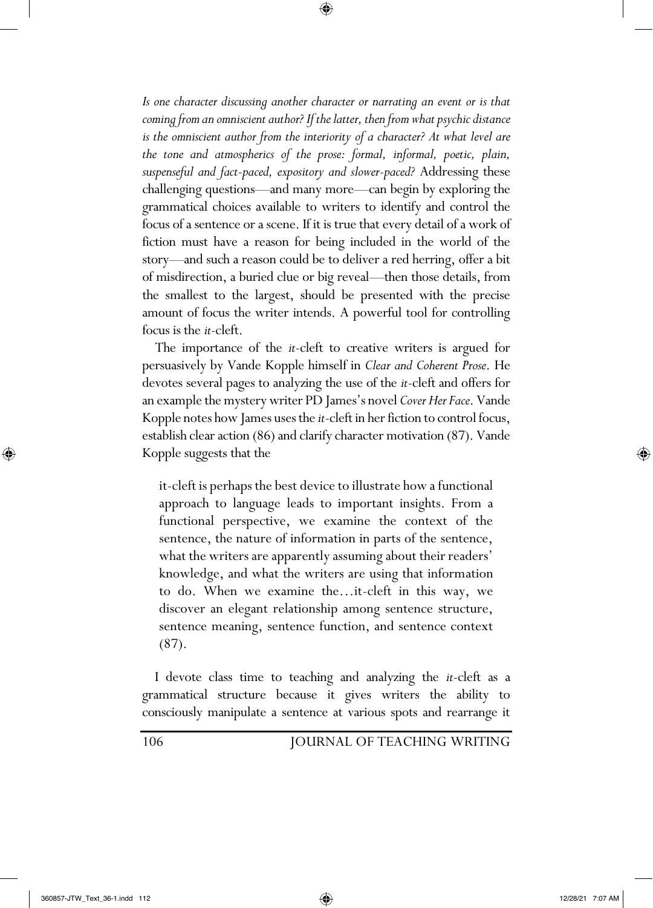*Is one character discussing another character or narrating an event or is that coming from an omniscient author? If the latter, then from what psychic distance is the omniscient author from the interiority of a character? At what level are the tone and atmospherics of the prose: formal, informal, poetic, plain, suspenseful and fact-paced, expository and slower-paced?* Addressing these challenging questions—and many more—can begin by exploring the grammatical choices available to writers to identify and control the focus of a sentence or a scene. If it is true that every detail of a work of fiction must have a reason for being included in the world of the story—and such a reason could be to deliver a red herring, offer a bit of misdirection, a buried clue or big reveal—then those details, from the smallest to the largest, should be presented with the precise amount of focus the writer intends. A powerful tool for controlling focus is the *it*-cleft.

The importance of the *it*-cleft to creative writers is argued for persuasively by Vande Kopple himself in *Clear and Coherent Prose*. He devotes several pages to analyzing the use of the *it*-cleft and offers for an example the mystery writer PD James's novel *Cover Her Face*. Vande Kopple notes how James uses the *it*-cleft in her fiction to control focus, establish clear action (86) and clarify character motivation (87). Vande Kopple suggests that the

> it-cleft is perhaps the best device to illustrate how a functional approach to language leads to important insights. From a functional perspective, we examine the context of the sentence, the nature of information in parts of the sentence, what the writers are apparently assuming about their readers' knowledge, and what the writers are using that information to do. When we examine the…it-cleft in this way, we discover an elegant relationship among sentence structure, sentence meaning, sentence function, and sentence context (87).

I devote class time to teaching and analyzing the *it*-cleft as a grammatical structure because it gives writers the ability to consciously manipulate a sentence at various spots and rearrange it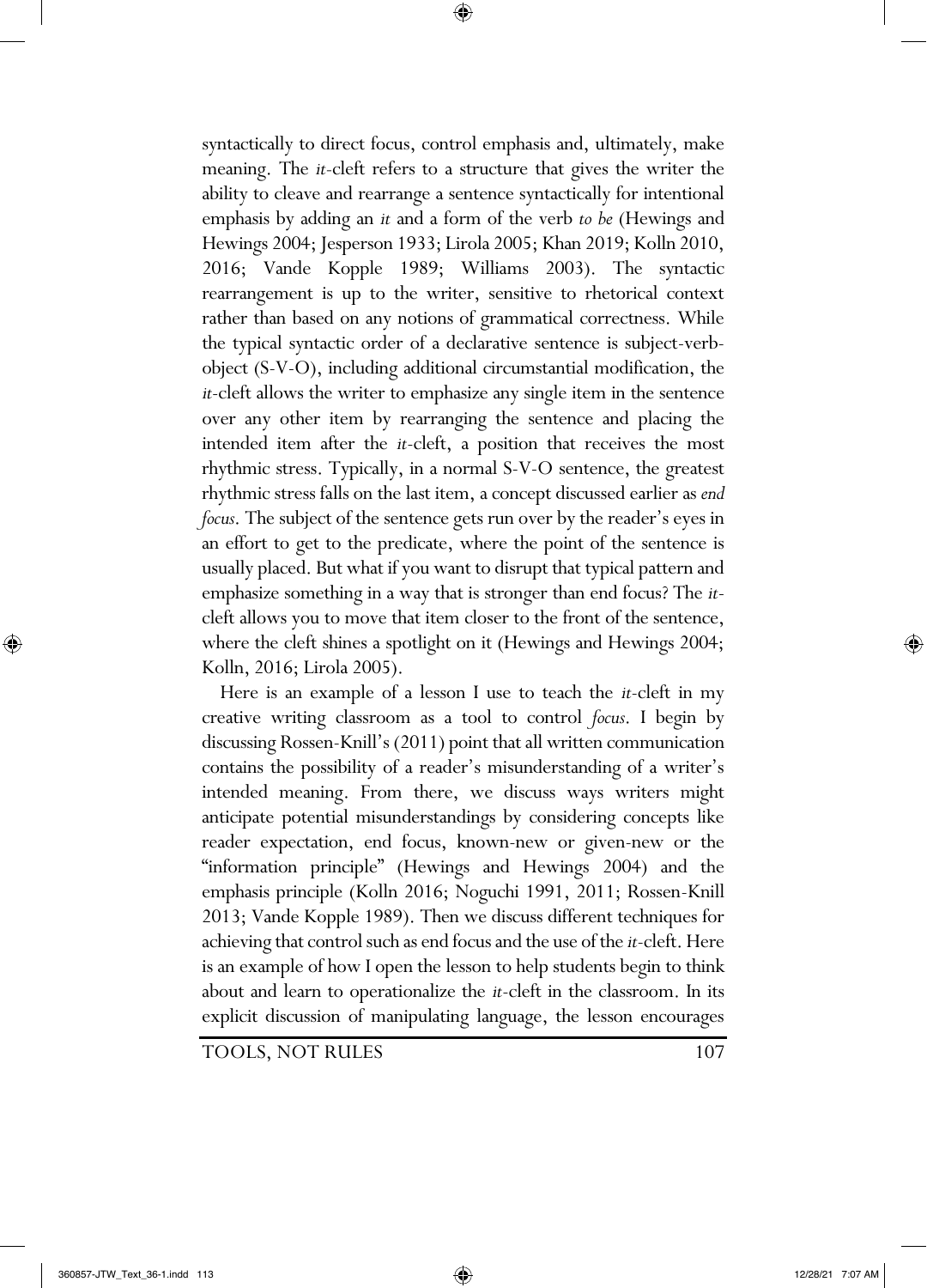syntactically to direct focus, control emphasis and, ultimately, make meaning. The *it*-cleft refers to a structure that gives the writer the ability to cleave and rearrange a sentence syntactically for intentional emphasis by adding an *it* and a form of the verb *to be* (Hewings and Hewings 2004; Jesperson 1933; Lirola 2005; Khan 2019; Kolln 2010, 2016; Vande Kopple 1989; Williams 2003). The syntactic rearrangement is up to the writer, sensitive to rhetorical context rather than based on any notions of grammatical correctness. While the typical syntactic order of a declarative sentence is subject-verb-object (S-V-O), including additional circumstantial modification, the *it*-cleft allows the writer to emphasize any single item in the sentence over any other item by rearranging the sentence and placing the intended item after the *it*-cleft, a position that receives the most rhythmic stress. Typically, in a normal S-V-O sentence, the greatest rhythmic stress falls on the last item, a concept discussed earlier as *end focus*. The subject of the sentence gets run over by the reader's eyes in an effort to get to the predicate, where the point of the sentence is usually placed. But what if you want to disrupt that typical pattern and emphasize something in a way that is stronger than end focus? The *it*-cleft allows you to move that item closer to the front of the sentence, where the cleft shines a spotlight on it (Hewings and Hewings 2004; Kolln, 2016; Lirola 2005).

Here is an example of a lesson I use to teach the *it*-cleft in my creative writing classroom as a tool to control *focus*. I begin by discussing Rossen-Knill's (2011) point that all written communication contains the possibility of a reader's misunderstanding of a writer's intended meaning. From there, we discuss ways writers might anticipate potential misunderstandings by considering concepts like reader expectation, end focus, known-new or given-new or the "information principle" (Hewings and Hewings 2004) and the emphasis principle (Kolln 2016; Noguchi 1991, 2011; Rossen-Knill 2013; Vande Kopple 1989). Then we discuss different techniques for achieving that control such as end focus and the use of the *it*-cleft. Here is an example of how I open the lesson to help students begin to think about and learn to operationalize the *it*-cleft in the classroom. In its explicit discussion of manipulating language, the lesson encourages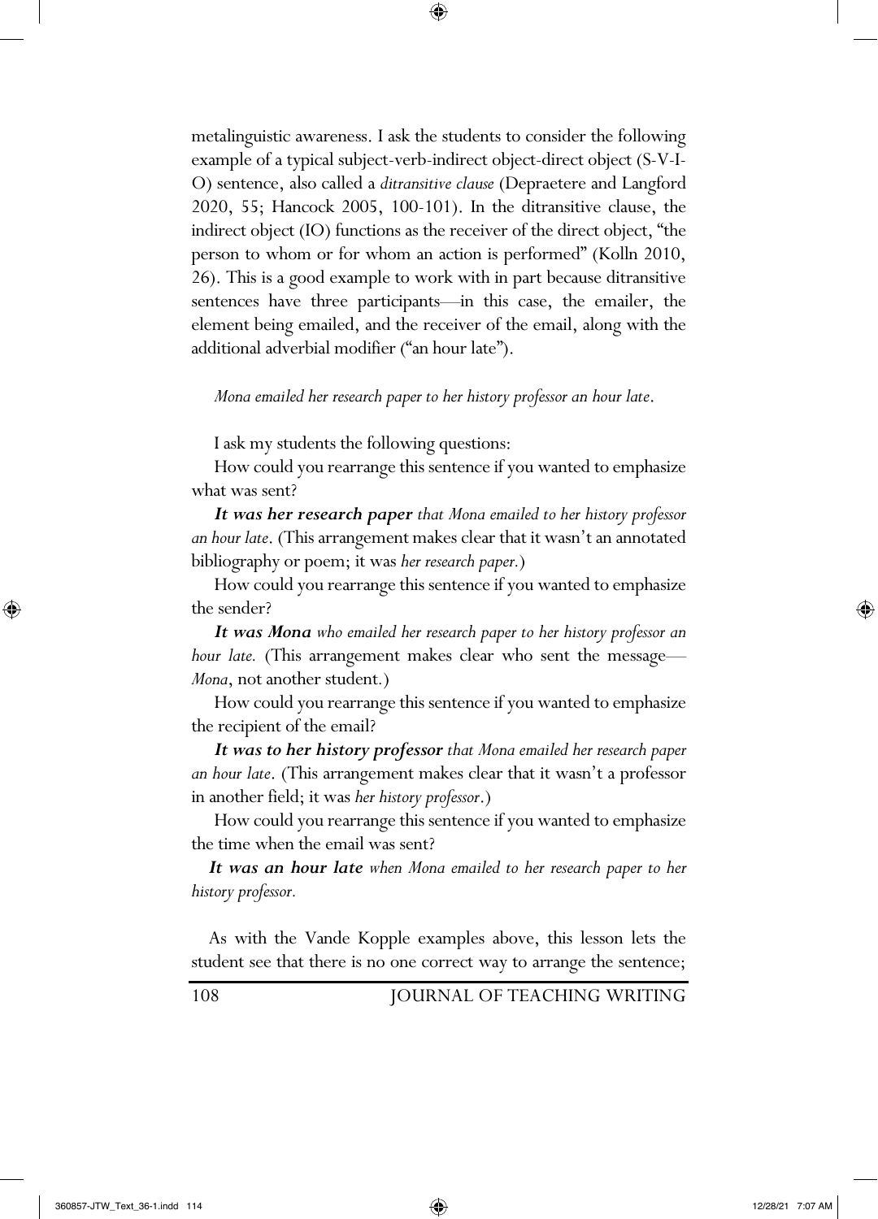metalinguistic awareness. I ask the students to consider the following example of a typical subject-verb-indirect object-direct object (S-V-I-O) sentence, also called a *ditransitive clause* (Depraetere and Langford 2020, 55; Hancock 2005, 100-101). In the ditransitive clause, the indirect object (IO) functions as the receiver of the direct object, "the person to whom or for whom an action is performed" (Kolln 2010, 26). This is a good example to work with in part because ditransitive sentences have three participants—in this case, the emailer, the element being emailed, and the receiver of the email, along with the additional adverbial modifier ("an hour late").

*Mona emailed her research paper to her history professor an hour late.*

I ask my students the following questions:

How could you rearrange this sentence if you wanted to emphasize what was sent?

***It was her research paper** that Mona emailed to her history professor an hour late.* (This arrangement makes clear that it wasn't an annotated bibliography or poem; it was *her research paper.*)

How could you rearrange this sentence if you wanted to emphasize the sender?

***It was Mona** who emailed her research paper to her history professor an hour late.* (This arrangement makes clear who sent the message—*Mona*, not another student.)

How could you rearrange this sentence if you wanted to emphasize the recipient of the email?

***It was to her history professor** that Mona emailed her research paper an hour late.* (This arrangement makes clear that it wasn't a professor in another field; it was *her history professor*.)

How could you rearrange this sentence if you wanted to emphasize the time when the email was sent?

***It was an hour late** when Mona emailed to her research paper to her history professor.*

As with the Vande Kopple examples above, this lesson lets the student see that there is no one correct way to arrange the sentence;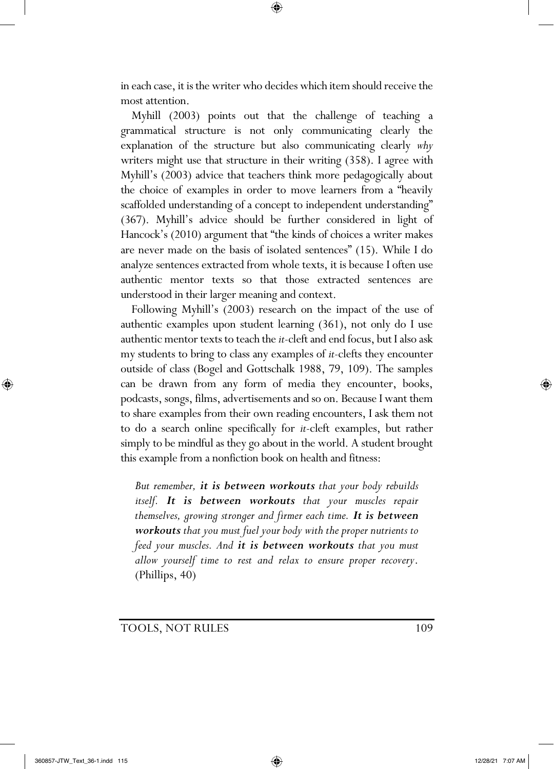in each case, it is the writer who decides which item should receive the most attention.

Myhill (2003) points out that the challenge of teaching a grammatical structure is not only communicating clearly the explanation of the structure but also communicating clearly *why* writers might use that structure in their writing (358). I agree with Myhill's (2003) advice that teachers think more pedagogically about the choice of examples in order to move learners from a "heavily scaffolded understanding of a concept to independent understanding" (367). Myhill's advice should be further considered in light of Hancock's (2010) argument that "the kinds of choices a writer makes are never made on the basis of isolated sentences" (15). While I do analyze sentences extracted from whole texts, it is because I often use authentic mentor texts so that those extracted sentences are understood in their larger meaning and context.

Following Myhill's (2003) research on the impact of the use of authentic examples upon student learning (361), not only do I use authentic mentor texts to teach the *it*-cleft and end focus, but I also ask my students to bring to class any examples of *it*-clefts they encounter outside of class (Bogel and Gottschalk 1988, 79, 109). The samples can be drawn from any form of media they encounter, books, podcasts, songs, films, advertisements and so on. Because I want them to share examples from their own reading encounters, I ask them not to do a search online specifically for *it*-cleft examples, but rather simply to be mindful as they go about in the world. A student brought this example from a nonfiction book on health and fitness:

> *But remember,* ***it is between workouts*** *that your body rebuilds itself.* ***It is between workouts*** *that your muscles repair themselves, growing stronger and firmer each time.* ***It is between workouts*** *that you must fuel your body with the proper nutrients to feed your muscles. And* ***it is between workouts*** *that you must allow yourself time to rest and relax to ensure proper recovery*. (Phillips, 40)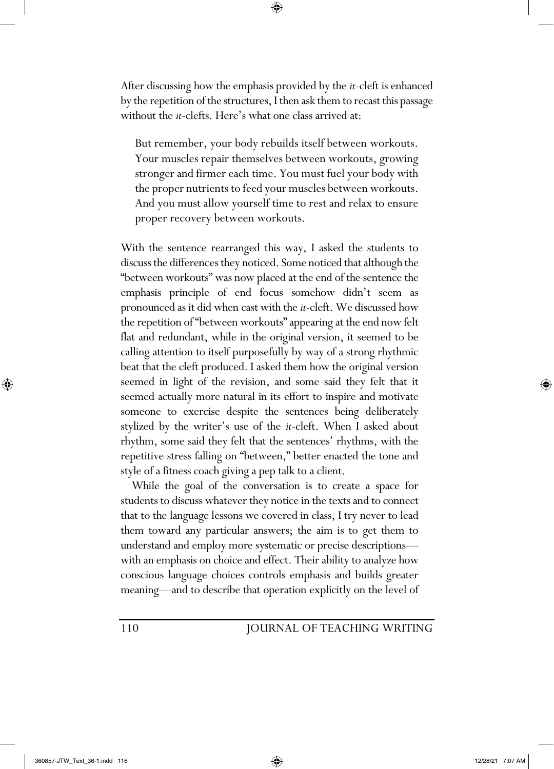After discussing how the emphasis provided by the *it*-cleft is enhanced by the repetition of the structures, I then ask them to recast this passage without the *it*-clefts. Here's what one class arrived at:

> But remember, your body rebuilds itself between workouts. Your muscles repair themselves between workouts, growing stronger and firmer each time. You must fuel your body with the proper nutrients to feed your muscles between workouts. And you must allow yourself time to rest and relax to ensure proper recovery between workouts.

With the sentence rearranged this way, I asked the students to discuss the differences they noticed. Some noticed that although the "between workouts" was now placed at the end of the sentence the emphasis principle of end focus somehow didn't seem as pronounced as it did when cast with the *it*-cleft. We discussed how the repetition of "between workouts" appearing at the end now felt flat and redundant, while in the original version, it seemed to be calling attention to itself purposefully by way of a strong rhythmic beat that the cleft produced. I asked them how the original version seemed in light of the revision, and some said they felt that it seemed actually more natural in its effort to inspire and motivate someone to exercise despite the sentences being deliberately stylized by the writer's use of the *it*-cleft. When I asked about rhythm, some said they felt that the sentences' rhythms, with the repetitive stress falling on "between," better enacted the tone and style of a fitness coach giving a pep talk to a client.

While the goal of the conversation is to create a space for students to discuss whatever they notice in the texts and to connect that to the language lessons we covered in class, I try never to lead them toward any particular answers; the aim is to get them to understand and employ more systematic or precise descriptions—with an emphasis on choice and effect. Their ability to analyze how conscious language choices controls emphasis and builds greater meaning—and to describe that operation explicitly on the level of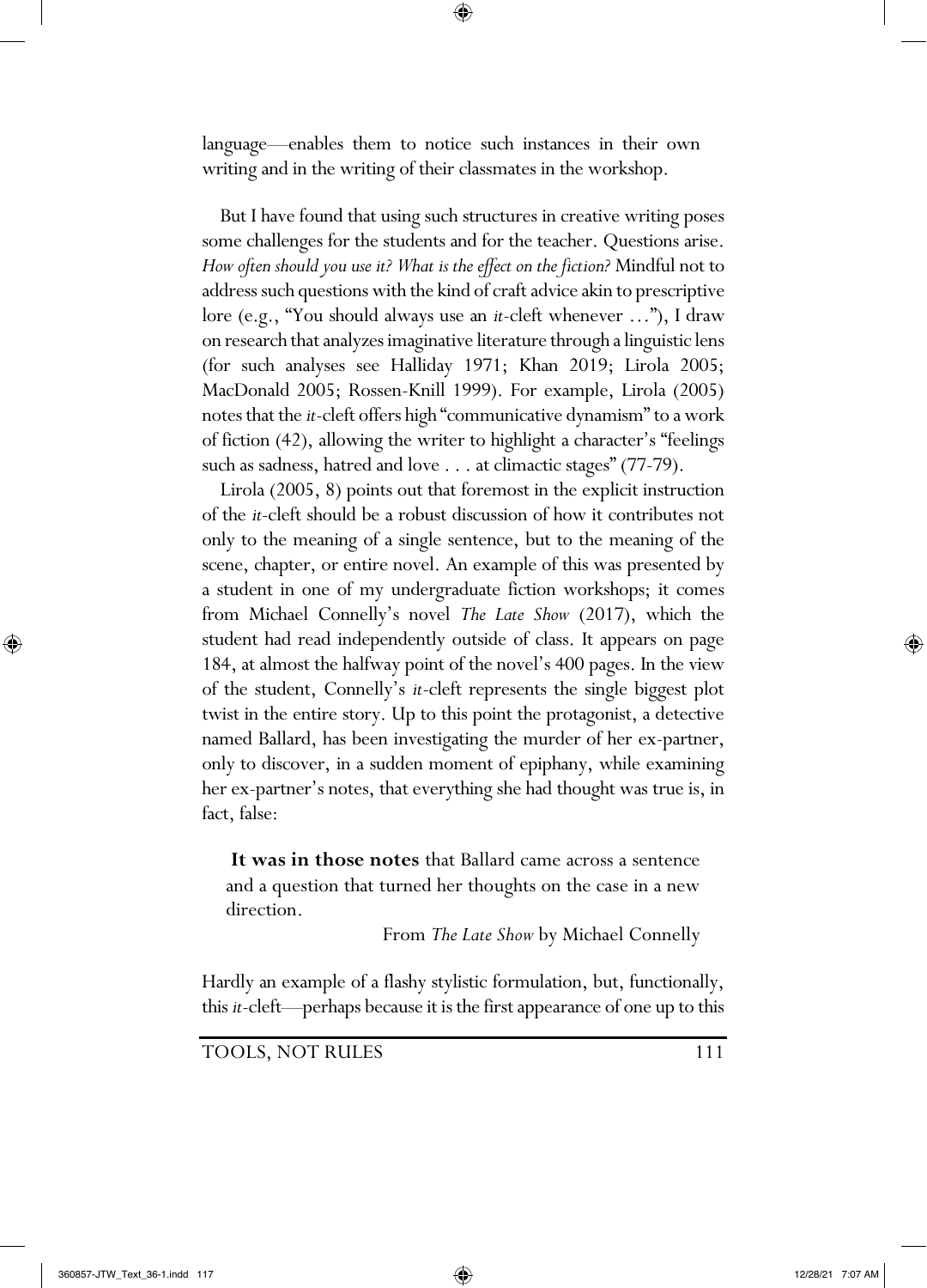language—enables them to notice such instances in their own writing and in the writing of their classmates in the workshop.

But I have found that using such structures in creative writing poses some challenges for the students and for the teacher. Questions arise. *How often should you use it? What is the effect on the fiction?* Mindful not to address such questions with the kind of craft advice akin to prescriptive lore (e.g., "You should always use an *it*-cleft whenever …"), I draw on research that analyzes imaginative literature through a linguistic lens (for such analyses see Halliday 1971; Khan 2019; Lirola 2005; MacDonald 2005; Rossen-Knill 1999). For example, Lirola (2005) notes that the *it*-cleft offers high "communicative dynamism" to a work of fiction (42), allowing the writer to highlight a character's "feelings such as sadness, hatred and love . . . at climactic stages" (77-79).

Lirola (2005, 8) points out that foremost in the explicit instruction of the *it*-cleft should be a robust discussion of how it contributes not only to the meaning of a single sentence, but to the meaning of the scene, chapter, or entire novel. An example of this was presented by a student in one of my undergraduate fiction workshops; it comes from Michael Connelly's novel *The Late Show* (2017), which the student had read independently outside of class. It appears on page 184, at almost the halfway point of the novel's 400 pages. In the view of the student, Connelly's *it*-cleft represents the single biggest plot twist in the entire story. Up to this point the protagonist, a detective named Ballard, has been investigating the murder of her ex-partner, only to discover, in a sudden moment of epiphany, while examining her ex-partner's notes, that everything she had thought was true is, in fact, false:

> **It was in those notes** that Ballard came across a sentence and a question that turned her thoughts on the case in a new direction.
>
> From *The Late Show* by Michael Connelly

Hardly an example of a flashy stylistic formulation, but, functionally, this *it*-cleft—perhaps because it is the first appearance of one up to this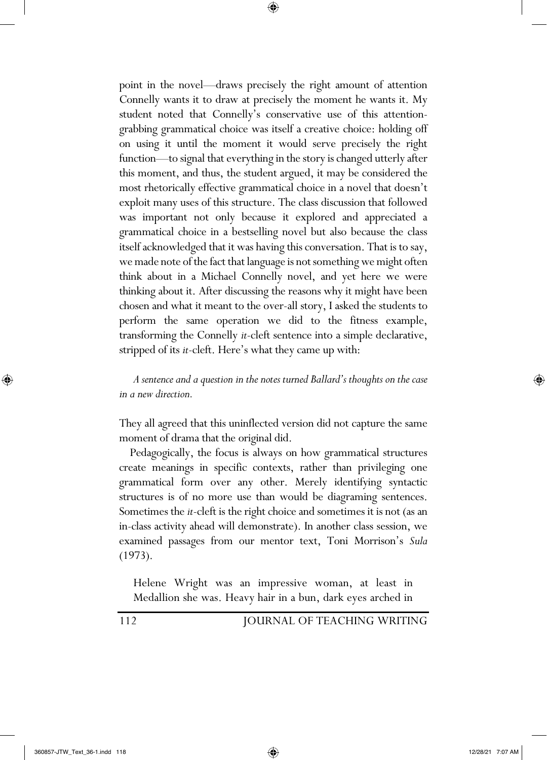point in the novel—draws precisely the right amount of attention Connelly wants it to draw at precisely the moment he wants it. My student noted that Connelly's conservative use of this attention-grabbing grammatical choice was itself a creative choice: holding off on using it until the moment it would serve precisely the right function—to signal that everything in the story is changed utterly after this moment, and thus, the student argued, it may be considered the most rhetorically effective grammatical choice in a novel that doesn't exploit many uses of this structure. The class discussion that followed was important not only because it explored and appreciated a grammatical choice in a bestselling novel but also because the class itself acknowledged that it was having this conversation. That is to say, we made note of the fact that language is not something we might often think about in a Michael Connelly novel, and yet here we were thinking about it. After discussing the reasons why it might have been chosen and what it meant to the over-all story, I asked the students to perform the same operation we did to the fitness example, transforming the Connelly *it*-cleft sentence into a simple declarative, stripped of its *it*-cleft. Here's what they came up with:

> *A sentence and a question in the notes turned Ballard's thoughts on the case in a new direction.*

They all agreed that this uninflected version did not capture the same moment of drama that the original did.

Pedagogically, the focus is always on how grammatical structures create meanings in specific contexts, rather than privileging one grammatical form over any other. Merely identifying syntactic structures is of no more use than would be diagraming sentences. Sometimes the *it*-cleft is the right choice and sometimes it is not (as an in-class activity ahead will demonstrate). In another class session, we examined passages from our mentor text, Toni Morrison's *Sula* (1973).

> Helene Wright was an impressive woman, at least in Medallion she was. Heavy hair in a bun, dark eyes arched in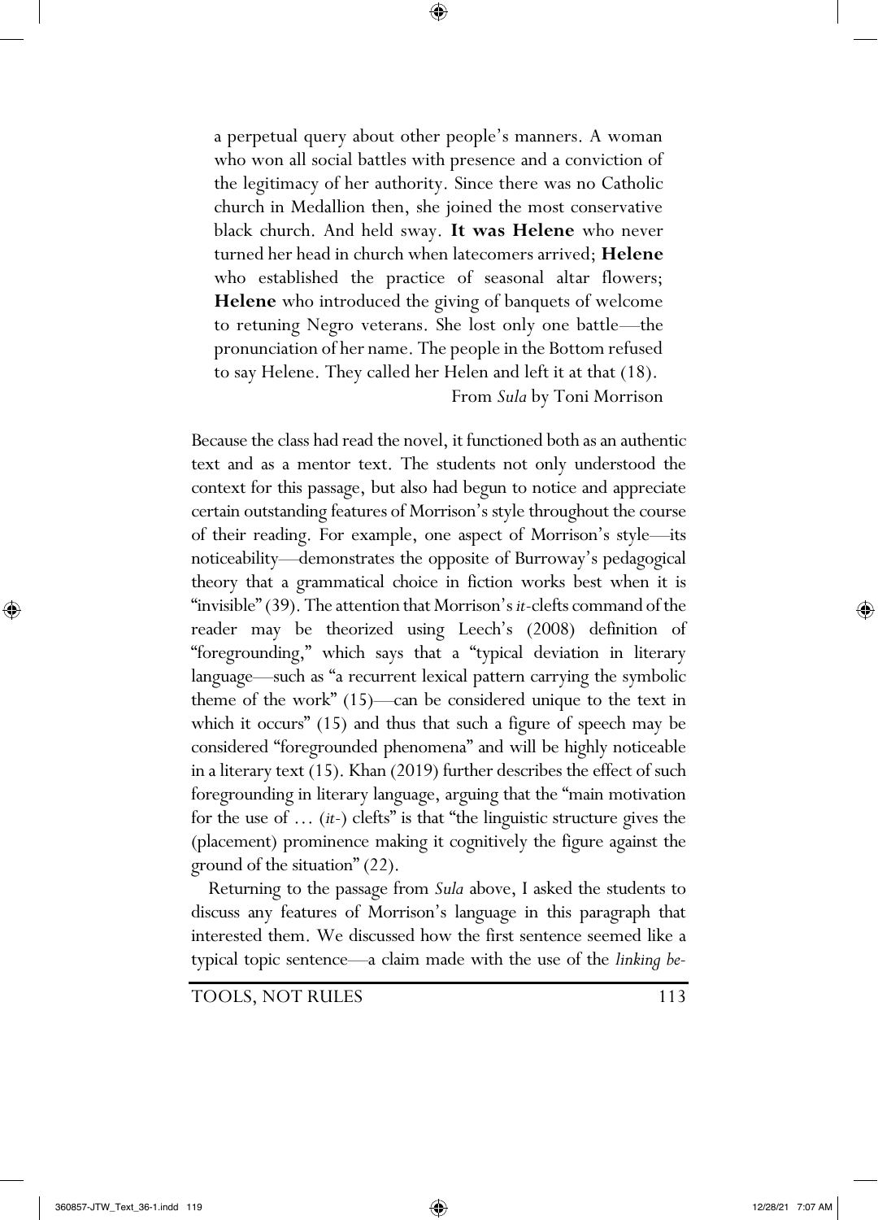a perpetual query about other people's manners. A woman who won all social battles with presence and a conviction of the legitimacy of her authority. Since there was no Catholic church in Medallion then, she joined the most conservative black church. And held sway. **It was Helene** who never turned her head in church when latecomers arrived; **Helene** who established the practice of seasonal altar flowers; **Helene** who introduced the giving of banquets of welcome to retuning Negro veterans. She lost only one battle—the pronunciation of her name. The people in the Bottom refused to say Helene. They called her Helen and left it at that (18).

From *Sula* by Toni Morrison

Because the class had read the novel, it functioned both as an authentic text and as a mentor text. The students not only understood the context for this passage, but also had begun to notice and appreciate certain outstanding features of Morrison's style throughout the course of their reading. For example, one aspect of Morrison's style—its noticeability—demonstrates the opposite of Burroway's pedagogical theory that a grammatical choice in fiction works best when it is "invisible" (39). The attention that Morrison's *it*-clefts command of the reader may be theorized using Leech's (2008) definition of "foregrounding," which says that a "typical deviation in literary language—such as "a recurrent lexical pattern carrying the symbolic theme of the work" (15)—can be considered unique to the text in which it occurs" (15) and thus that such a figure of speech may be considered "foregrounded phenomena" and will be highly noticeable in a literary text (15). Khan (2019) further describes the effect of such foregrounding in literary language, arguing that the "main motivation for the use of … (*it*-) clefts" is that "the linguistic structure gives the (placement) prominence making it cognitively the figure against the ground of the situation" (22).

Returning to the passage from *Sula* above, I asked the students to discuss any features of Morrison's language in this paragraph that interested them. We discussed how the first sentence seemed like a typical topic sentence—a claim made with the use of the *linking be-*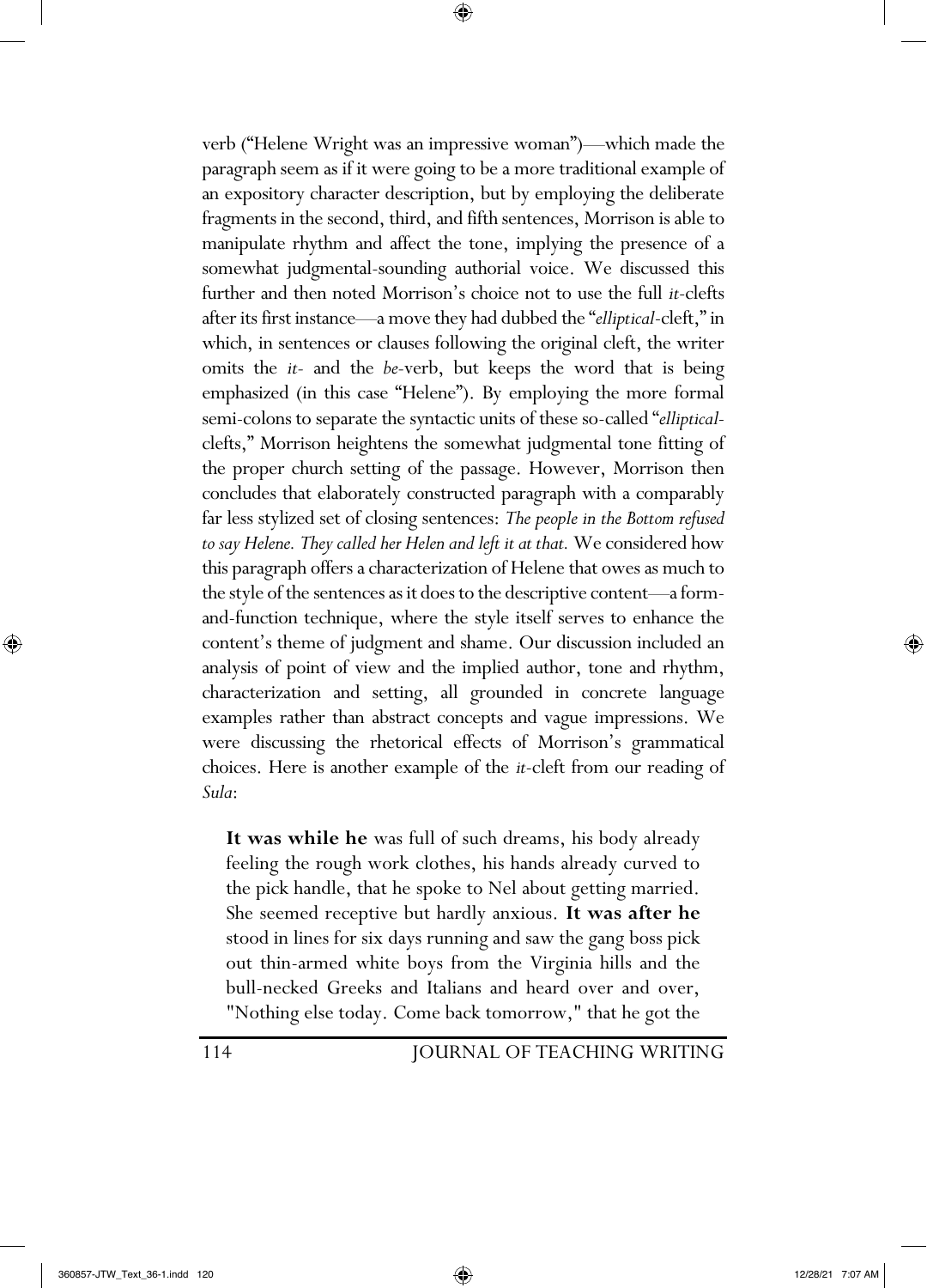verb ("Helene Wright was an impressive woman")—which made the paragraph seem as if it were going to be a more traditional example of an expository character description, but by employing the deliberate fragments in the second, third, and fifth sentences, Morrison is able to manipulate rhythm and affect the tone, implying the presence of a somewhat judgmental-sounding authorial voice. We discussed this further and then noted Morrison's choice not to use the full *it*-clefts after its first instance—a move they had dubbed the "*elliptical*-cleft," in which, in sentences or clauses following the original cleft, the writer omits the *it-* and the *be*-verb, but keeps the word that is being emphasized (in this case "Helene"). By employing the more formal semi-colons to separate the syntactic units of these so-called "*elliptical*-clefts," Morrison heightens the somewhat judgmental tone fitting of the proper church setting of the passage. However, Morrison then concludes that elaborately constructed paragraph with a comparably far less stylized set of closing sentences: *The people in the Bottom refused to say Helene. They called her Helen and left it at that.* We considered how this paragraph offers a characterization of Helene that owes as much to the style of the sentences as it does to the descriptive content—a form-and-function technique, where the style itself serves to enhance the content's theme of judgment and shame. Our discussion included an analysis of point of view and the implied author, tone and rhythm, characterization and setting, all grounded in concrete language examples rather than abstract concepts and vague impressions. We were discussing the rhetorical effects of Morrison's grammatical choices. Here is another example of the *it*-cleft from our reading of *Sula*:

> **It was while he** was full of such dreams, his body already feeling the rough work clothes, his hands already curved to the pick handle, that he spoke to Nel about getting married. She seemed receptive but hardly anxious. **It was after he** stood in lines for six days running and saw the gang boss pick out thin-armed white boys from the Virginia hills and the bull-necked Greeks and Italians and heard over and over, "Nothing else today. Come back tomorrow," that he got the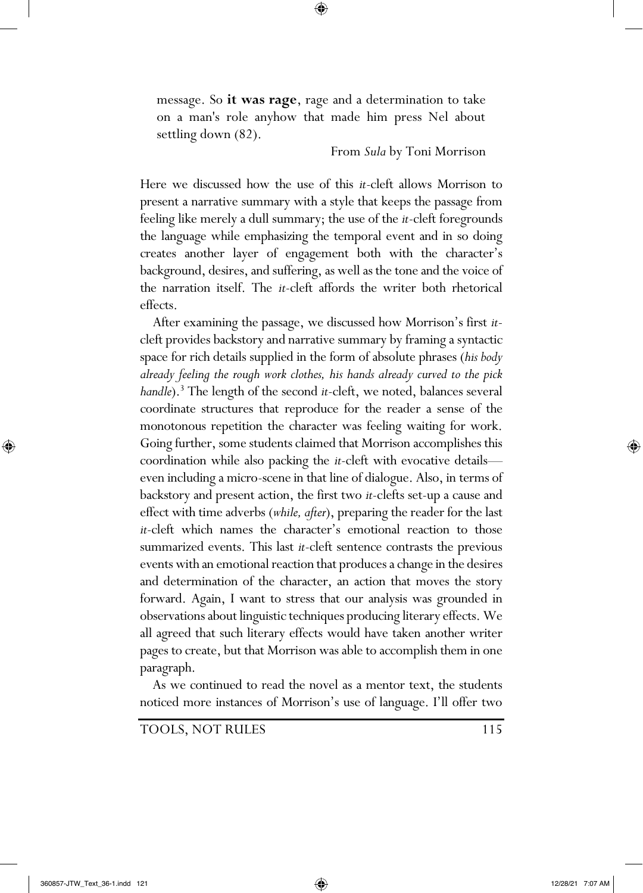> message. So **it was rage**, rage and a determination to take on a man's role anyhow that made him press Nel about settling down (82).
>
> From *Sula* by Toni Morrison

Here we discussed how the use of this *it*-cleft allows Morrison to present a narrative summary with a style that keeps the passage from feeling like merely a dull summary; the use of the *it*-cleft foregrounds the language while emphasizing the temporal event and in so doing creates another layer of engagement both with the character's background, desires, and suffering, as well as the tone and the voice of the narration itself. The *it*-cleft affords the writer both rhetorical effects.

After examining the passage, we discussed how Morrison's first *it*-cleft provides backstory and narrative summary by framing a syntactic space for rich details supplied in the form of absolute phrases (*his body already feeling the rough work clothes, his hands already curved to the pick handle*).[3] The length of the second *it*-cleft, we noted, balances several coordinate structures that reproduce for the reader a sense of the monotonous repetition the character was feeling waiting for work. Going further, some students claimed that Morrison accomplishes this coordination while also packing the *it*-cleft with evocative details—even including a micro-scene in that line of dialogue. Also, in terms of backstory and present action, the first two *it*-clefts set-up a cause and effect with time adverbs (*while, after*), preparing the reader for the last *it*-cleft which names the character's emotional reaction to those summarized events. This last *it*-cleft sentence contrasts the previous events with an emotional reaction that produces a change in the desires and determination of the character, an action that moves the story forward. Again, I want to stress that our analysis was grounded in observations about linguistic techniques producing literary effects. We all agreed that such literary effects would have taken another writer pages to create, but that Morrison was able to accomplish them in one paragraph.

As we continued to read the novel as a mentor text, the students noticed more instances of Morrison's use of language. I'll offer two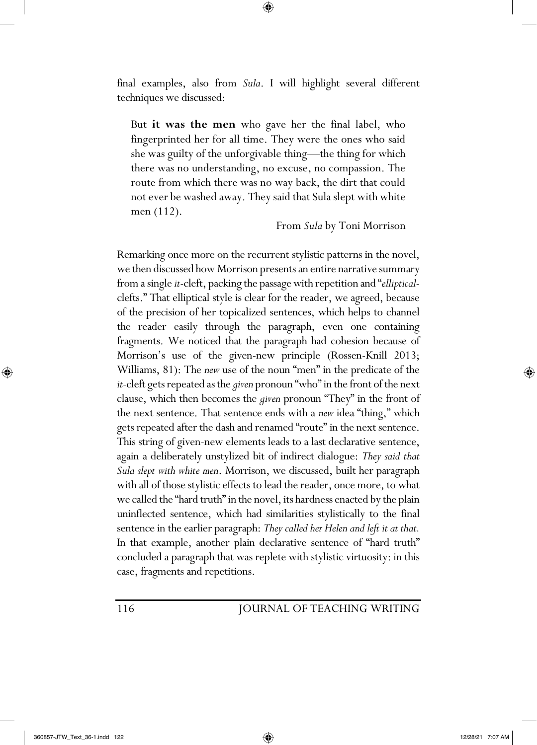final examples, also from *Sula*. I will highlight several different techniques we discussed:

> But **it was the men** who gave her the final label, who fingerprinted her for all time. They were the ones who said she was guilty of the unforgivable thing—the thing for which there was no understanding, no excuse, no compassion. The route from which there was no way back, the dirt that could not ever be washed away. They said that Sula slept with white men (112).
>
> From *Sula* by Toni Morrison

Remarking once more on the recurrent stylistic patterns in the novel, we then discussed how Morrison presents an entire narrative summary from a single *it*-cleft, packing the passage with repetition and "*elliptical*-clefts." That elliptical style is clear for the reader, we agreed, because of the precision of her topicalized sentences, which helps to channel the reader easily through the paragraph, even one containing fragments. We noticed that the paragraph had cohesion because of Morrison's use of the given-new principle (Rossen-Knill 2013; Williams, 81): The *new* use of the noun "men" in the predicate of the *it*-cleft gets repeated as the *given* pronoun "who" in the front of the next clause, which then becomes the *given* pronoun "They" in the front of the next sentence. That sentence ends with a *new* idea "thing," which gets repeated after the dash and renamed "route" in the next sentence. This string of given-new elements leads to a last declarative sentence, again a deliberately unstylized bit of indirect dialogue: *They said that Sula slept with white men*. Morrison, we discussed, built her paragraph with all of those stylistic effects to lead the reader, once more, to what we called the "hard truth" in the novel, its hardness enacted by the plain uninflected sentence, which had similarities stylistically to the final sentence in the earlier paragraph: *They called her Helen and left it at that.* In that example, another plain declarative sentence of "hard truth" concluded a paragraph that was replete with stylistic virtuosity: in this case, fragments and repetitions.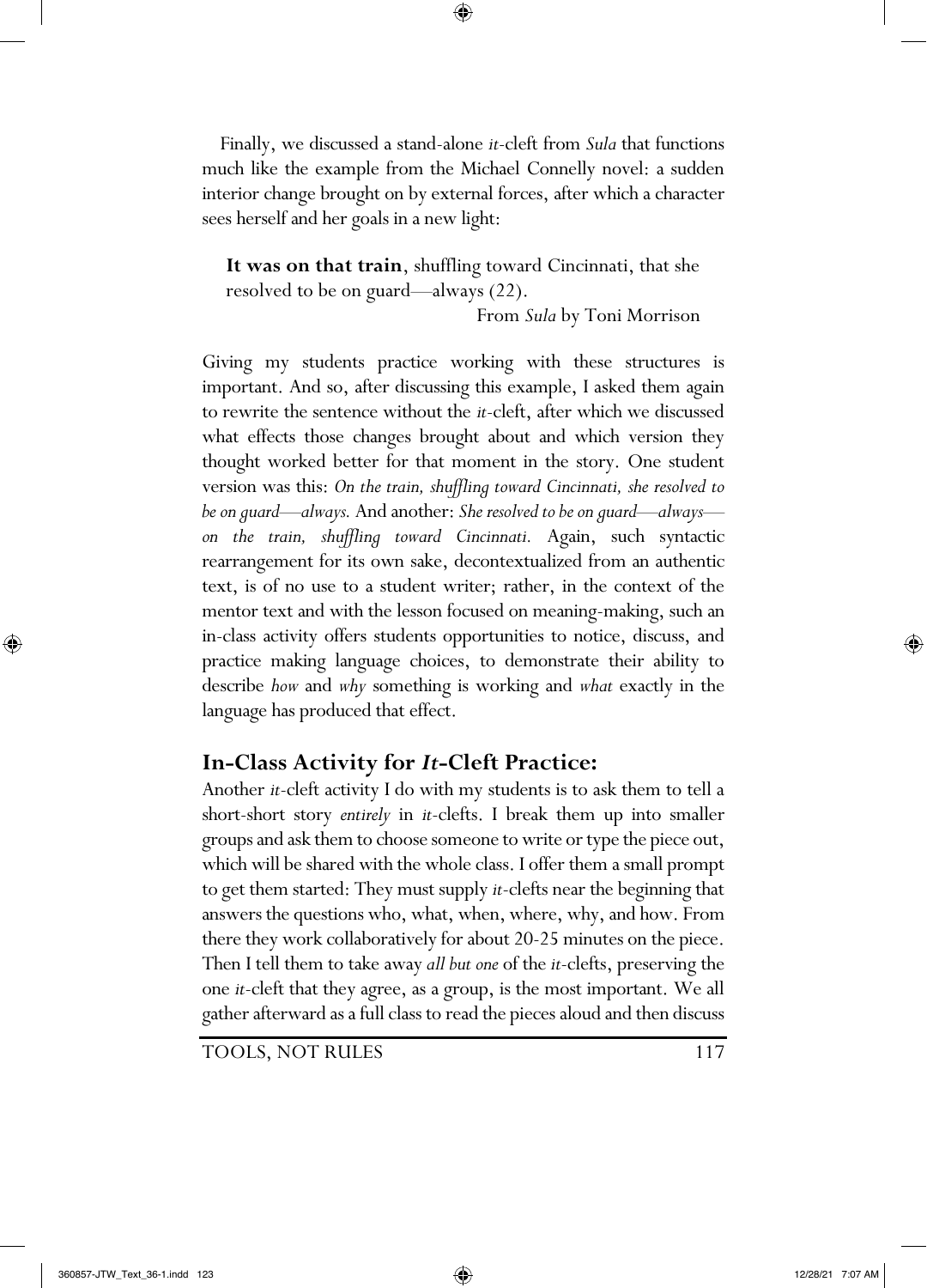Finally, we discussed a stand-alone *it*-cleft from *Sula* that functions much like the example from the Michael Connelly novel: a sudden interior change brought on by external forces, after which a character sees herself and her goals in a new light:

> **It was on that train**, shuffling toward Cincinnati, that she resolved to be on guard—always (22).
>
> From *Sula* by Toni Morrison

Giving my students practice working with these structures is important. And so, after discussing this example, I asked them again to rewrite the sentence without the *it*-cleft, after which we discussed what effects those changes brought about and which version they thought worked better for that moment in the story. One student version was this: *On the train, shuffling toward Cincinnati, she resolved to be on guard—always.* And another: *She resolved to be on guard—always—on the train, shuffling toward Cincinnati.* Again, such syntactic rearrangement for its own sake, decontextualized from an authentic text, is of no use to a student writer; rather, in the context of the mentor text and with the lesson focused on meaning-making, such an in-class activity offers students opportunities to notice, discuss, and practice making language choices, to demonstrate their ability to describe *how* and *why* something is working and *what* exactly in the language has produced that effect.

## In-Class Activity for *It*-Cleft Practice:

Another *it*-cleft activity I do with my students is to ask them to tell a short-short story *entirely* in *it*-clefts. I break them up into smaller groups and ask them to choose someone to write or type the piece out, which will be shared with the whole class. I offer them a small prompt to get them started: They must supply *it*-clefts near the beginning that answers the questions who, what, when, where, why, and how. From there they work collaboratively for about 20-25 minutes on the piece. Then I tell them to take away *all but one* of the *it*-clefts, preserving the one *it*-cleft that they agree, as a group, is the most important. We all gather afterward as a full class to read the pieces aloud and then discuss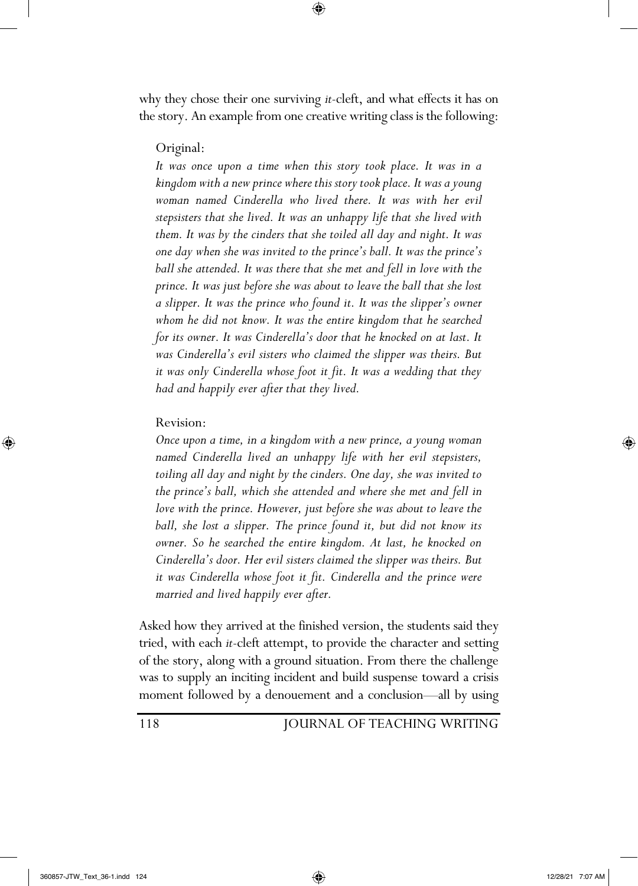why they chose their one surviving *it*-cleft, and what effects it has on the story. An example from one creative writing class is the following:

Original:

*It was once upon a time when this story took place. It was in a kingdom with a new prince where this story took place. It was a young woman named Cinderella who lived there. It was with her evil stepsisters that she lived. It was an unhappy life that she lived with them. It was by the cinders that she toiled all day and night. It was one day when she was invited to the prince's ball. It was the prince's ball she attended. It was there that she met and fell in love with the prince. It was just before she was about to leave the ball that she lost a slipper. It was the prince who found it. It was the slipper's owner whom he did not know. It was the entire kingdom that he searched for its owner. It was Cinderella's door that he knocked on at last. It was Cinderella's evil sisters who claimed the slipper was theirs. But it was only Cinderella whose foot it fit. It was a wedding that they had and happily ever after that they lived.*

Revision:

*Once upon a time, in a kingdom with a new prince, a young woman named Cinderella lived an unhappy life with her evil stepsisters, toiling all day and night by the cinders. One day, she was invited to the prince's ball, which she attended and where she met and fell in love with the prince. However, just before she was about to leave the ball, she lost a slipper. The prince found it, but did not know its owner. So he searched the entire kingdom. At last, he knocked on Cinderella's door. Her evil sisters claimed the slipper was theirs. But it was Cinderella whose foot it fit. Cinderella and the prince were married and lived happily ever after.*

Asked how they arrived at the finished version, the students said they tried, with each *it*-cleft attempt, to provide the character and setting of the story, along with a ground situation. From there the challenge was to supply an inciting incident and build suspense toward a crisis moment followed by a denouement and a conclusion—all by using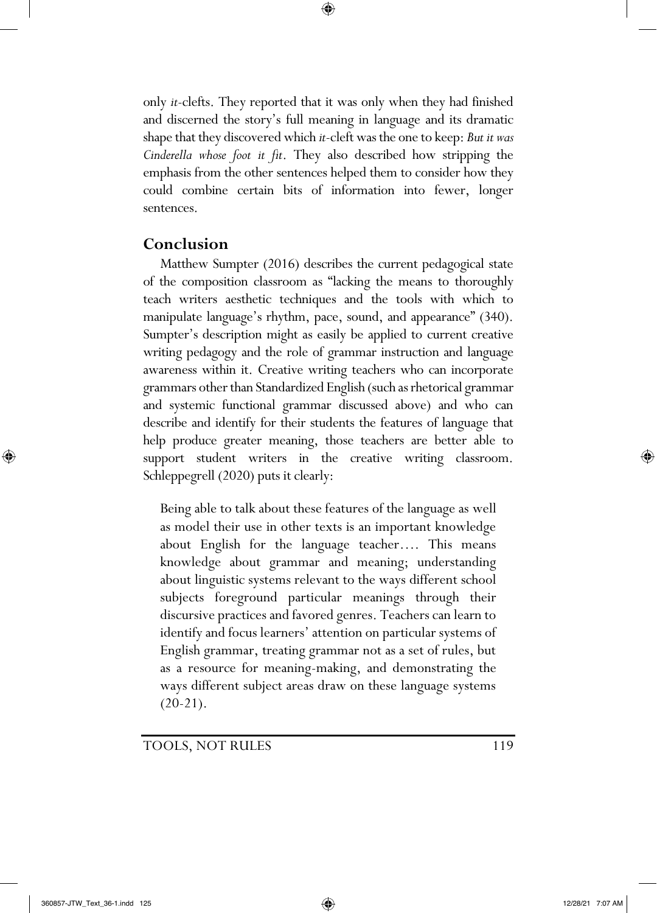only *it*-clefts. They reported that it was only when they had finished and discerned the story's full meaning in language and its dramatic shape that they discovered which *it*-cleft was the one to keep: *But it was Cinderella whose foot it fit*. They also described how stripping the emphasis from the other sentences helped them to consider how they could combine certain bits of information into fewer, longer sentences.

## Conclusion

Matthew Sumpter (2016) describes the current pedagogical state of the composition classroom as "lacking the means to thoroughly teach writers aesthetic techniques and the tools with which to manipulate language's rhythm, pace, sound, and appearance" (340). Sumpter's description might as easily be applied to current creative writing pedagogy and the role of grammar instruction and language awareness within it. Creative writing teachers who can incorporate grammars other than Standardized English (such as rhetorical grammar and systemic functional grammar discussed above) and who can describe and identify for their students the features of language that help produce greater meaning, those teachers are better able to support student writers in the creative writing classroom. Schleppegrell (2020) puts it clearly:

> Being able to talk about these features of the language as well as model their use in other texts is an important knowledge about English for the language teacher…. This means knowledge about grammar and meaning; understanding about linguistic systems relevant to the ways different school subjects foreground particular meanings through their discursive practices and favored genres. Teachers can learn to identify and focus learners' attention on particular systems of English grammar, treating grammar not as a set of rules, but as a resource for meaning-making, and demonstrating the ways different subject areas draw on these language systems (20-21).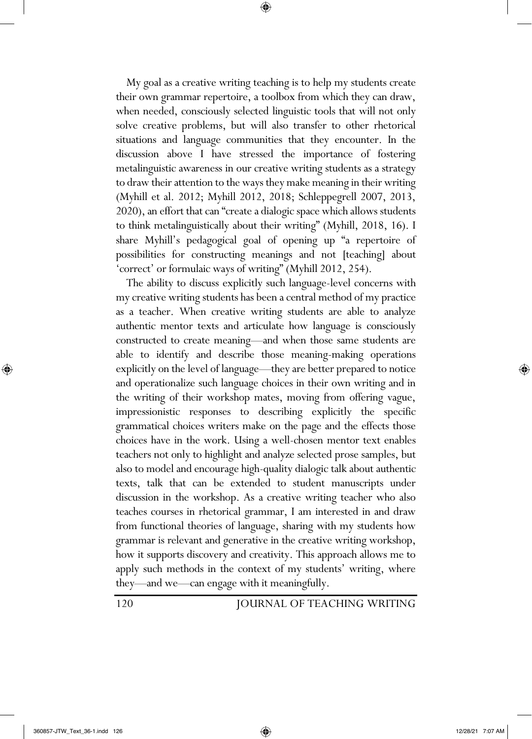My goal as a creative writing teaching is to help my students create their own grammar repertoire, a toolbox from which they can draw, when needed, consciously selected linguistic tools that will not only solve creative problems, but will also transfer to other rhetorical situations and language communities that they encounter. In the discussion above I have stressed the importance of fostering metalinguistic awareness in our creative writing students as a strategy to draw their attention to the ways they make meaning in their writing (Myhill et al. 2012; Myhill 2012, 2018; Schleppegrell 2007, 2013, 2020), an effort that can "create a dialogic space which allows students to think metalinguistically about their writing" (Myhill, 2018, 16). I share Myhill's pedagogical goal of opening up "a repertoire of possibilities for constructing meanings and not [teaching] about 'correct' or formulaic ways of writing" (Myhill 2012, 254).

The ability to discuss explicitly such language-level concerns with my creative writing students has been a central method of my practice as a teacher. When creative writing students are able to analyze authentic mentor texts and articulate how language is consciously constructed to create meaning—and when those same students are able to identify and describe those meaning-making operations explicitly on the level of language—they are better prepared to notice and operationalize such language choices in their own writing and in the writing of their workshop mates, moving from offering vague, impressionistic responses to describing explicitly the specific grammatical choices writers make on the page and the effects those choices have in the work. Using a well-chosen mentor text enables teachers not only to highlight and analyze selected prose samples, but also to model and encourage high-quality dialogic talk about authentic texts, talk that can be extended to student manuscripts under discussion in the workshop. As a creative writing teacher who also teaches courses in rhetorical grammar, I am interested in and draw from functional theories of language, sharing with my students how grammar is relevant and generative in the creative writing workshop, how it supports discovery and creativity. This approach allows me to apply such methods in the context of my students' writing, where they—and we—can engage with it meaningfully.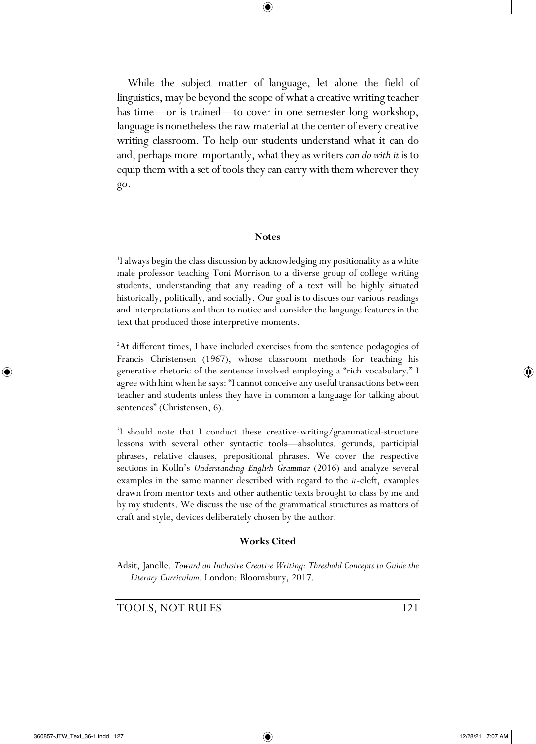While the subject matter of language, let alone the field of linguistics, may be beyond the scope of what a creative writing teacher has time—or is trained—to cover in one semester-long workshop, language is nonetheless the raw material at the center of every creative writing classroom. To help our students understand what it can do and, perhaps more importantly, what they as writers *can do with it* is to equip them with a set of tools they can carry with them wherever they go.

### Notes

[1]I always begin the class discussion by acknowledging my positionality as a white male professor teaching Toni Morrison to a diverse group of college writing students, understanding that any reading of a text will be highly situated historically, politically, and socially. Our goal is to discuss our various readings and interpretations and then to notice and consider the language features in the text that produced those interpretive moments.

[2]At different times, I have included exercises from the sentence pedagogies of Francis Christensen (1967), whose classroom methods for teaching his generative rhetoric of the sentence involved employing a "rich vocabulary." I agree with him when he says: "I cannot conceive any useful transactions between teacher and students unless they have in common a language for talking about sentences" (Christensen, 6).

[3]I should note that I conduct these creative-writing/grammatical-structure lessons with several other syntactic tools—absolutes, gerunds, participial phrases, relative clauses, prepositional phrases. We cover the respective sections in Kolln's *Understanding English Grammar* (2016) and analyze several examples in the same manner described with regard to the *it*-cleft, examples drawn from mentor texts and other authentic texts brought to class by me and by my students. We discuss the use of the grammatical structures as matters of craft and style, devices deliberately chosen by the author.

### Works Cited

Adsit, Janelle. *Toward an Inclusive Creative Writing: Threshold Concepts to Guide the Literary Curriculum*. London: Bloomsbury, 2017.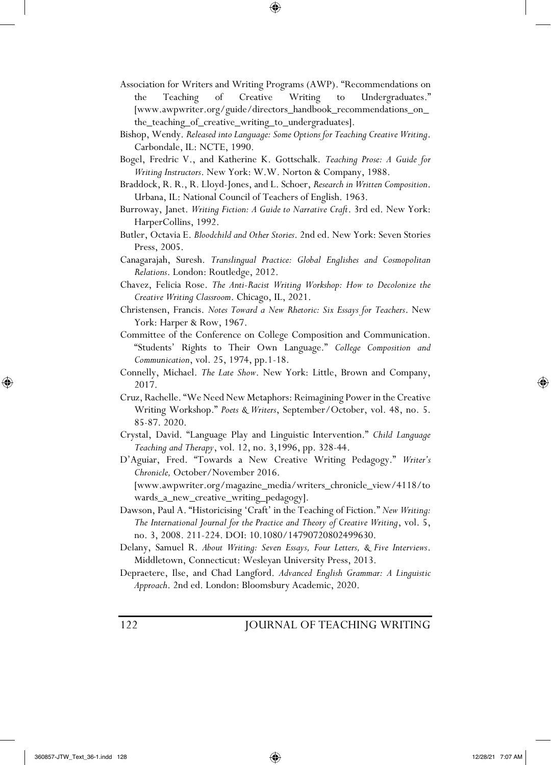Association for Writers and Writing Programs (AWP). "Recommendations on the Teaching of Creative Writing to Undergraduates." [www.awpwriter.org/guide/directors_handbook_recommendations_on_the_teaching_of_creative_writing_to_undergraduates].

Bishop, Wendy. *Released into Language: Some Options for Teaching Creative Writing*. Carbondale, IL: NCTE, 1990.

Bogel, Fredric V., and Katherine K. Gottschalk. *Teaching Prose: A Guide for Writing Instructors*. New York: W.W. Norton & Company, 1988.

Braddock, R. R., R. Lloyd-Jones, and L. Schoer, *Research in Written Composition*. Urbana, IL: National Council of Teachers of English. 1963.

Burroway, Janet. *Writing Fiction: A Guide to Narrative Craft*. 3rd ed. New York: HarperCollins, 1992.

Butler, Octavia E. *Bloodchild and Other Stories*. 2nd ed. New York: Seven Stories Press, 2005.

Canagarajah, Suresh. *Translingual Practice: Global Englishes and Cosmopolitan Relations*. London: Routledge, 2012.

Chavez, Felicia Rose. *The Anti-Racist Writing Workshop: How to Decolonize the Creative Writing Classroom*. Chicago, IL, 2021.

Christensen, Francis. *Notes Toward a New Rhetoric: Six Essays for Teachers*. New York: Harper & Row, 1967.

Committee of the Conference on College Composition and Communication. "Students' Rights to Their Own Language." *College Composition and Communication*, vol. 25, 1974, pp.1-18.

Connelly, Michael. *The Late Show*. New York: Little, Brown and Company, 2017.

Cruz, Rachelle. "We Need New Metaphors: Reimagining Power in the Creative Writing Workshop." *Poets & Writers*, September/October, vol. 48, no. 5. 85-87. 2020.

Crystal, David. "Language Play and Linguistic Intervention." *Child Language Teaching and Therapy*, vol. 12, no. 3,1996, pp. 328-44.

D'Aguiar, Fred. "Towards a New Creative Writing Pedagogy." *Writer's Chronicle,* October/November 2016. [www.awpwriter.org/magazine_media/writers_chronicle_view/4118/towards_a_new_creative_writing_pedagogy].

Dawson, Paul A. "Historicising 'Craft' in the Teaching of Fiction." *New Writing: The International Journal for the Practice and Theory of Creative Writing*, vol. 5, no. 3, 2008. 211-224. DOI: 10.1080/14790720802499630.

Delany, Samuel R. *About Writing: Seven Essays, Four Letters, & Five Interviews*. Middletown, Connecticut: Wesleyan University Press, 2013.

Depraetere, Ilse, and Chad Langford. *Advanced English Grammar: A Linguistic Approach*. 2nd ed. London: Bloomsbury Academic, 2020.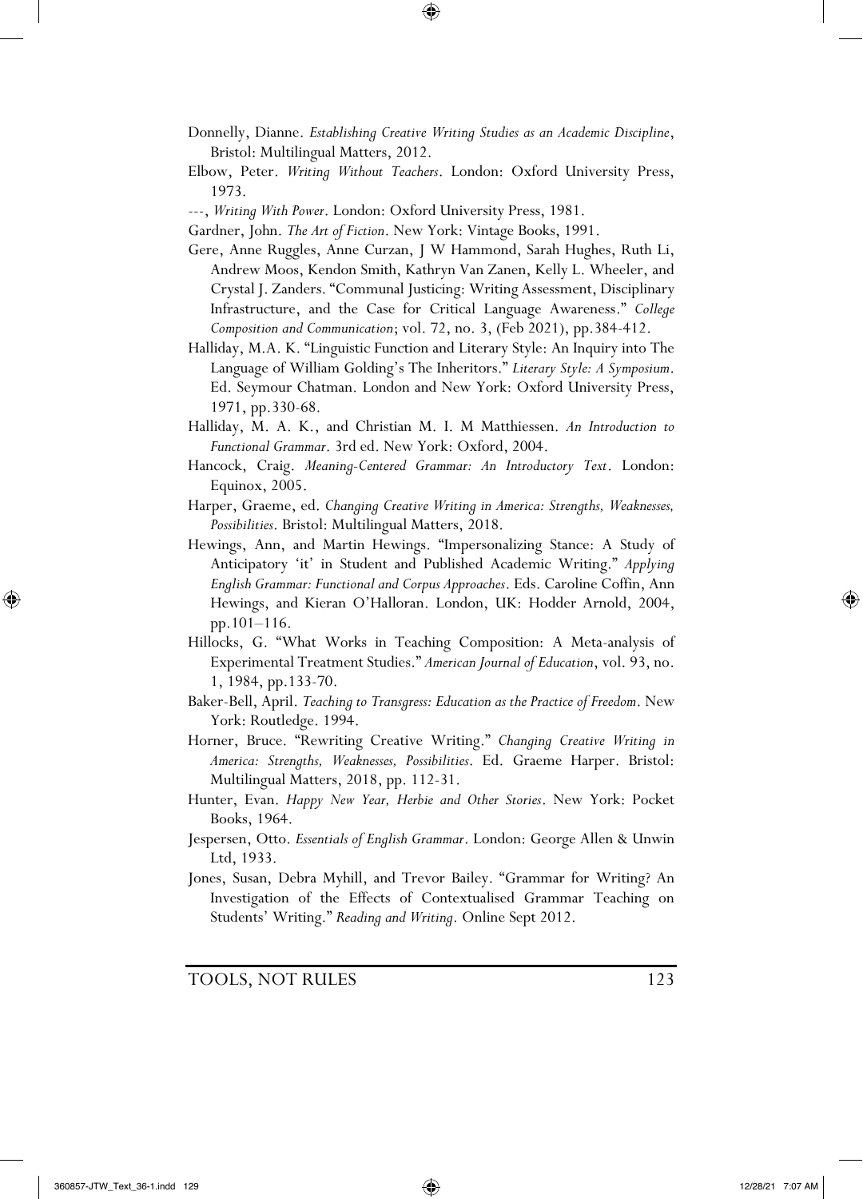Donnelly, Dianne. *Establishing Creative Writing Studies as an Academic Discipline*, Bristol: Multilingual Matters, 2012.

Elbow, Peter. *Writing Without Teachers*. London: Oxford University Press, 1973.

---, *Writing With Power*. London: Oxford University Press, 1981.

Gardner, John. *The Art of Fiction*. New York: Vintage Books, 1991.

Gere, Anne Ruggles, Anne Curzan, J W Hammond, Sarah Hughes, Ruth Li, Andrew Moos, Kendon Smith, Kathryn Van Zanen, Kelly L. Wheeler, and Crystal J. Zanders. "Communal Justicing: Writing Assessment, Disciplinary Infrastructure, and the Case for Critical Language Awareness." *College Composition and Communication*; vol. 72, no. 3, (Feb 2021), pp.384-412.

Halliday, M.A. K. "Linguistic Function and Literary Style: An Inquiry into The Language of William Golding's The Inheritors." *Literary Style: A Symposium*. Ed. Seymour Chatman. London and New York: Oxford University Press, 1971, pp.330-68.

Halliday, M. A. K., and Christian M. I. M Matthiessen. *An Introduction to Functional Grammar*. 3rd ed. New York: Oxford, 2004.

Hancock, Craig. *Meaning-Centered Grammar: An Introductory Text*. London: Equinox, 2005.

Harper, Graeme, ed. *Changing Creative Writing in America: Strengths, Weaknesses, Possibilities*. Bristol: Multilingual Matters, 2018.

Hewings, Ann, and Martin Hewings. "Impersonalizing Stance: A Study of Anticipatory 'it' in Student and Published Academic Writing." *Applying English Grammar: Functional and Corpus Approaches*. Eds. Caroline Coffin, Ann Hewings, and Kieran O'Halloran. London, UK: Hodder Arnold, 2004, pp.101–116.

Hillocks, G. "What Works in Teaching Composition: A Meta-analysis of Experimental Treatment Studies." *American Journal of Education*, vol. 93, no. 1, 1984, pp.133-70.

Baker-Bell, April. *Teaching to Transgress: Education as the Practice of Freedom*. New York: Routledge. 1994.

Horner, Bruce. "Rewriting Creative Writing." *Changing Creative Writing in America: Strengths, Weaknesses, Possibilities*. Ed. Graeme Harper. Bristol: Multilingual Matters, 2018, pp. 112-31.

Hunter, Evan. *Happy New Year, Herbie and Other Stories*. New York: Pocket Books, 1964.

Jespersen, Otto. *Essentials of English Grammar*. London: George Allen & Unwin Ltd, 1933.

Jones, Susan, Debra Myhill, and Trevor Bailey. "Grammar for Writing? An Investigation of the Effects of Contextualised Grammar Teaching on Students' Writing." *Reading and Writing*. Online Sept 2012.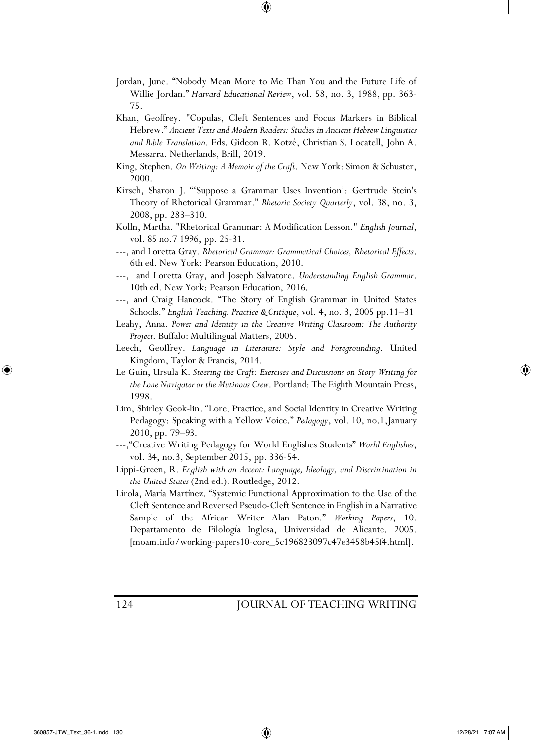Jordan, June. "Nobody Mean More to Me Than You and the Future Life of Willie Jordan." *Harvard Educational Review*, vol. 58, no. 3, 1988, pp. 363-75.

Khan, Geoffrey. "Copulas, Cleft Sentences and Focus Markers in Biblical Hebrew." *Ancient Texts and Modern Readers: Studies in Ancient Hebrew Linguistics and Bible Translation*. Eds. Gideon R. Kotzé, Christian S. Locatell, John A. Messarra. Netherlands, Brill, 2019.

King, Stephen. *On Writing: A Memoir of the Craft*. New York: Simon & Schuster, 2000.

Kirsch, Sharon J. "'Suppose a Grammar Uses Invention': Gertrude Stein's Theory of Rhetorical Grammar." *Rhetoric Society Quarterly*, vol. 38, no. 3, 2008, pp. 283–310.

Kolln, Martha. "Rhetorical Grammar: A Modification Lesson." *English Journal*, vol. 85 no.7 1996, pp. 25-31.

---, and Loretta Gray. *Rhetorical Grammar: Grammatical Choices, Rhetorical Effects*. 6th ed. New York: Pearson Education, 2010.

---, and Loretta Gray, and Joseph Salvatore. *Understanding English Grammar*. 10th ed. New York: Pearson Education, 2016.

---, and Craig Hancock. "The Story of English Grammar in United States Schools." *English Teaching: Practice & Critique*, vol. 4, no. 3, 2005 pp.11–31

Leahy, Anna. *Power and Identity in the Creative Writing Classroom: The Authority Project*. Buffalo: Multilingual Matters, 2005.

Leech, Geoffrey. *Language in Literature: Style and Foregrounding*. United Kingdom, Taylor & Francis, 2014.

Le Guin, Ursula K. *Steering the Craft: Exercises and Discussions on Story Writing for the Lone Navigator or the Mutinous Crew*. Portland: The Eighth Mountain Press, 1998.

Lim, Shirley Geok-lin. "Lore, Practice, and Social Identity in Creative Writing Pedagogy: Speaking with a Yellow Voice." *Pedagogy*, vol. 10, no.1, January 2010, pp. 79–93.

---,"Creative Writing Pedagogy for World Englishes Students" *World Englishes*, vol. 34, no.3, September 2015, pp. 336-54.

Lippi-Green, R. *English with an Accent: Language, Ideology, and Discrimination in the United States* (2nd ed.). Routledge, 2012.

Lirola, María Martínez. "Systemic Functional Approximation to the Use of the Cleft Sentence and Reversed Pseudo-Cleft Sentence in English in a Narrative Sample of the African Writer Alan Paton." *Working Papers*, 10. Departamento de Filología Inglesa, Universidad de Alicante. 2005. [moam.info/working-papers10-core_5c196823097c47e3458b45f4.html].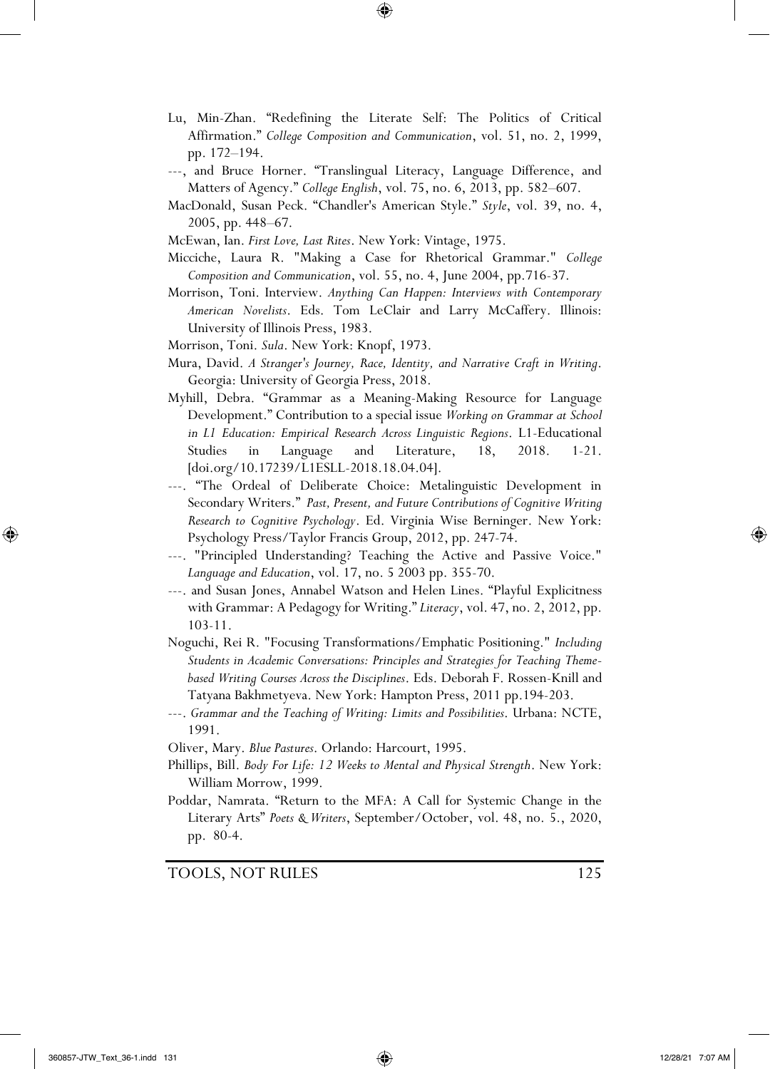Lu, Min-Zhan. "Redefining the Literate Self: The Politics of Critical Affirmation." *College Composition and Communication*, vol. 51, no. 2, 1999, pp. 172–194.

---, and Bruce Horner. "Translingual Literacy, Language Difference, and Matters of Agency." *College English*, vol. 75, no. 6, 2013, pp. 582–607.

MacDonald, Susan Peck. "Chandler's American Style." *Style*, vol. 39, no. 4, 2005, pp. 448–67.

McEwan, Ian. *First Love, Last Rites*. New York: Vintage, 1975.

Micciche, Laura R. "Making a Case for Rhetorical Grammar." *College Composition and Communication*, vol. 55, no. 4, June 2004, pp.716-37.

Morrison, Toni. Interview. *Anything Can Happen: Interviews with Contemporary American Novelists*. Eds. Tom LeClair and Larry McCaffery. Illinois: University of Illinois Press, 1983.

Morrison, Toni. *Sula*. New York: Knopf, 1973.

Mura, David. *A Stranger's Journey, Race, Identity, and Narrative Craft in Writing*. Georgia: University of Georgia Press, 2018.

Myhill, Debra. "Grammar as a Meaning-Making Resource for Language Development." Contribution to a special issue *Working on Grammar at School in L1 Education: Empirical Research Across Linguistic Regions*. L1-Educational Studies in Language and Literature, 18, 2018. 1-21. [doi.org/10.17239/L1ESLL-2018.18.04.04].

---. "The Ordeal of Deliberate Choice: Metalinguistic Development in Secondary Writers." *Past, Present, and Future Contributions of Cognitive Writing Research to Cognitive Psychology*. Ed. Virginia Wise Berninger. New York: Psychology Press/Taylor Francis Group, 2012, pp. 247-74.

---. "Principled Understanding? Teaching the Active and Passive Voice." *Language and Education*, vol. 17, no. 5 2003 pp. 355-70.

---. and Susan Jones, Annabel Watson and Helen Lines. "Playful Explicitness with Grammar: A Pedagogy for Writing." *Literacy*, vol. 47, no. 2, 2012, pp. 103-11.

Noguchi, Rei R. "Focusing Transformations/Emphatic Positioning." *Including Students in Academic Conversations: Principles and Strategies for Teaching Theme-based Writing Courses Across the Disciplines*. Eds. Deborah F. Rossen-Knill and Tatyana Bakhmetyeva. New York: Hampton Press, 2011 pp.194-203.

---. *Grammar and the Teaching of Writing: Limits and Possibilities*. Urbana: NCTE, 1991.

Oliver, Mary. *Blue Pastures*. Orlando: Harcourt, 1995.

Phillips, Bill. *Body For Life: 12 Weeks to Mental and Physical Strength*. New York: William Morrow, 1999.

Poddar, Namrata. "Return to the MFA: A Call for Systemic Change in the Literary Arts" *Poets & Writers*, September/October, vol. 48, no. 5., 2020, pp. 80-4.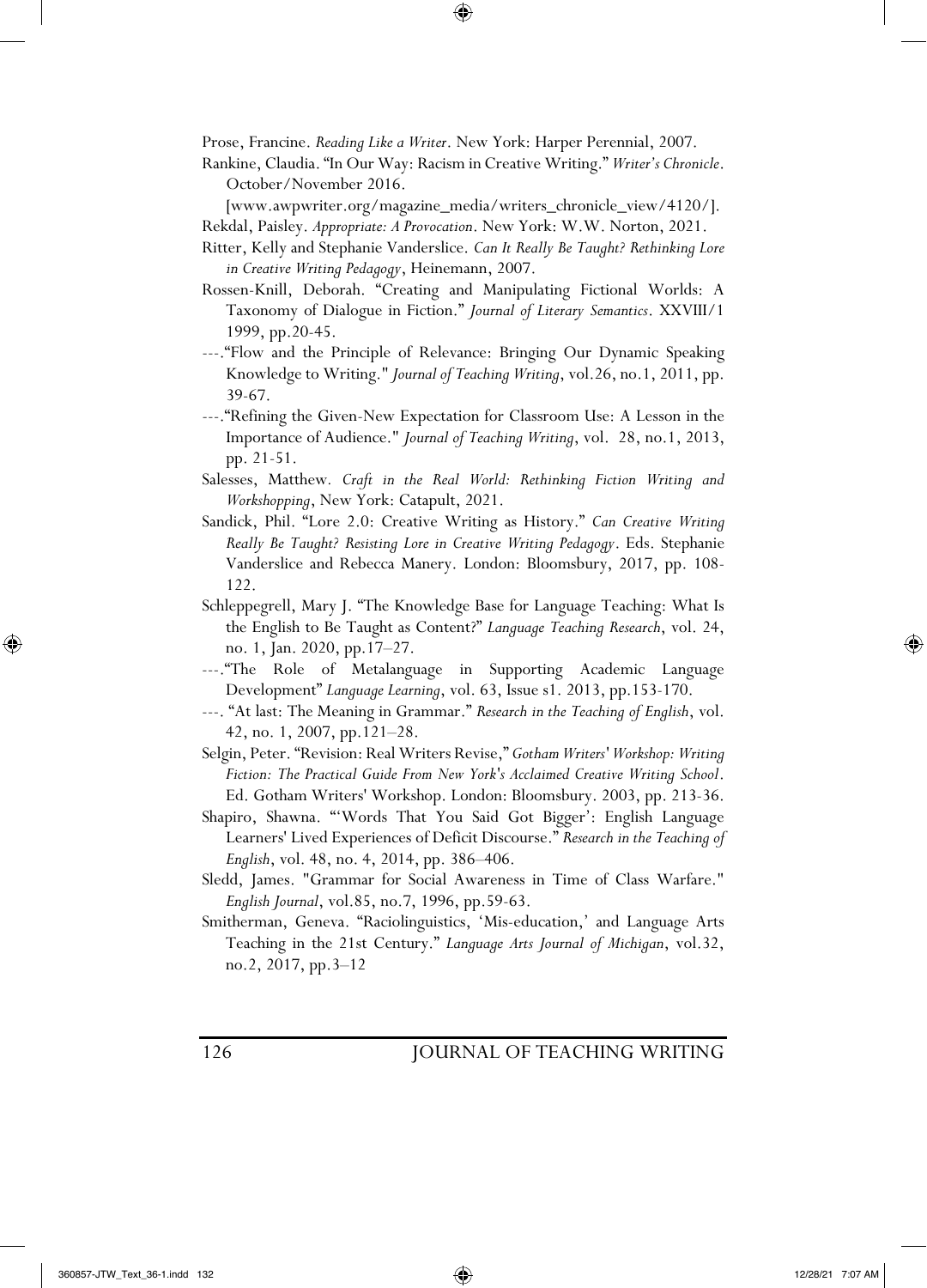Prose, Francine. *Reading Like a Writer*. New York: Harper Perennial, 2007.

Rankine, Claudia. "In Our Way: Racism in Creative Writing." *Writer's Chronicle*. October/November 2016.

[www.awpwriter.org/magazine_media/writers_chronicle_view/4120/].

Rekdal, Paisley. *Appropriate: A Provocation*. New York: W.W. Norton, 2021.

Ritter, Kelly and Stephanie Vanderslice. *Can It Really Be Taught? Rethinking Lore in Creative Writing Pedagogy*, Heinemann, 2007.

Rossen-Knill, Deborah. "Creating and Manipulating Fictional Worlds: A Taxonomy of Dialogue in Fiction." *Journal of Literary Semantics*. XXVIII/1 1999, pp.20-45.

---."Flow and the Principle of Relevance: Bringing Our Dynamic Speaking Knowledge to Writing." *Journal of Teaching Writing*, vol.26, no.1, 2011, pp. 39-67.

---."Refining the Given-New Expectation for Classroom Use: A Lesson in the Importance of Audience." *Journal of Teaching Writing*, vol. 28, no.1, 2013, pp. 21-51.

Salesses, Matthew. *Craft in the Real World: Rethinking Fiction Writing and Workshopping*, New York: Catapult, 2021.

Sandick, Phil. "Lore 2.0: Creative Writing as History." *Can Creative Writing Really Be Taught? Resisting Lore in Creative Writing Pedagogy*. Eds. Stephanie Vanderslice and Rebecca Manery. London: Bloomsbury, 2017, pp. 108-122.

Schleppegrell, Mary J. "The Knowledge Base for Language Teaching: What Is the English to Be Taught as Content?" *Language Teaching Research*, vol. 24, no. 1, Jan. 2020, pp.17–27.

---."The Role of Metalanguage in Supporting Academic Language Development" *Language Learning*, vol. 63, Issue s1. 2013, pp.153-170.

---. "At last: The Meaning in Grammar." *Research in the Teaching of English*, vol. 42, no. 1, 2007, pp.121–28.

Selgin, Peter. "Revision: Real Writers Revise," *Gotham Writers' Workshop: Writing Fiction: The Practical Guide From New York's Acclaimed Creative Writing School*. Ed. Gotham Writers' Workshop. London: Bloomsbury. 2003, pp. 213-36.

Shapiro, Shawna. "'Words That You Said Got Bigger': English Language Learners' Lived Experiences of Deficit Discourse." *Research in the Teaching of English*, vol. 48, no. 4, 2014, pp. 386–406.

Sledd, James. "Grammar for Social Awareness in Time of Class Warfare." *English Journal*, vol.85, no.7, 1996, pp.59-63.

Smitherman, Geneva. "Raciolinguistics, 'Mis-education,' and Language Arts Teaching in the 21st Century." *Language Arts Journal of Michigan*, vol.32, no.2, 2017, pp.3–12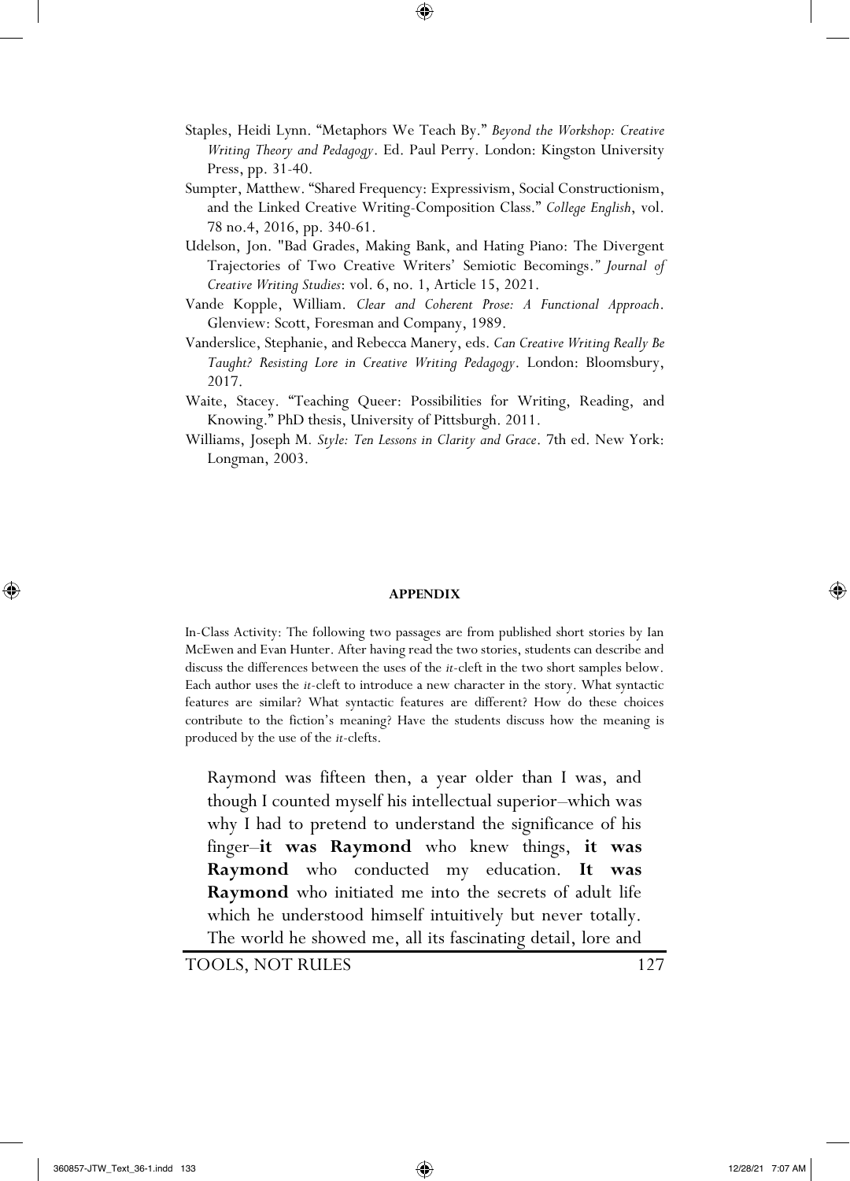Staples, Heidi Lynn. "Metaphors We Teach By." *Beyond the Workshop: Creative Writing Theory and Pedagogy*. Ed. Paul Perry. London: Kingston University Press, pp. 31-40.

Sumpter, Matthew. "Shared Frequency: Expressivism, Social Constructionism, and the Linked Creative Writing-Composition Class." *College English*, vol. 78 no.4, 2016, pp. 340-61.

Udelson, Jon. "Bad Grades, Making Bank, and Hating Piano: The Divergent Trajectories of Two Creative Writers' Semiotic Becomings." *Journal of Creative Writing Studies*: vol. 6, no. 1, Article 15, 2021.

Vande Kopple, William. *Clear and Coherent Prose: A Functional Approach*. Glenview: Scott, Foresman and Company, 1989.

Vanderslice, Stephanie, and Rebecca Manery, eds. *Can Creative Writing Really Be Taught? Resisting Lore in Creative Writing Pedagogy*. London: Bloomsbury, 2017.

Waite, Stacey. "Teaching Queer: Possibilities for Writing, Reading, and Knowing." PhD thesis, University of Pittsburgh. 2011.

Williams, Joseph M. *Style: Ten Lessons in Clarity and Grace*. 7th ed. New York: Longman, 2003.

## APPENDIX

In-Class Activity: The following two passages are from published short stories by Ian McEwen and Evan Hunter. After having read the two stories, students can describe and discuss the differences between the uses of the *it*-cleft in the two short samples below. Each author uses the *it*-cleft to introduce a new character in the story. What syntactic features are similar? What syntactic features are different? How do these choices contribute to the fiction's meaning? Have the students discuss how the meaning is produced by the use of the *it*-clefts.

> Raymond was fifteen then, a year older than I was, and though I counted myself his intellectual superior–which was why I had to pretend to understand the significance of his finger–**it was Raymond** who knew things, **it was Raymond** who conducted my education. **It was Raymond** who initiated me into the secrets of adult life which he understood himself intuitively but never totally. The world he showed me, all its fascinating detail, lore and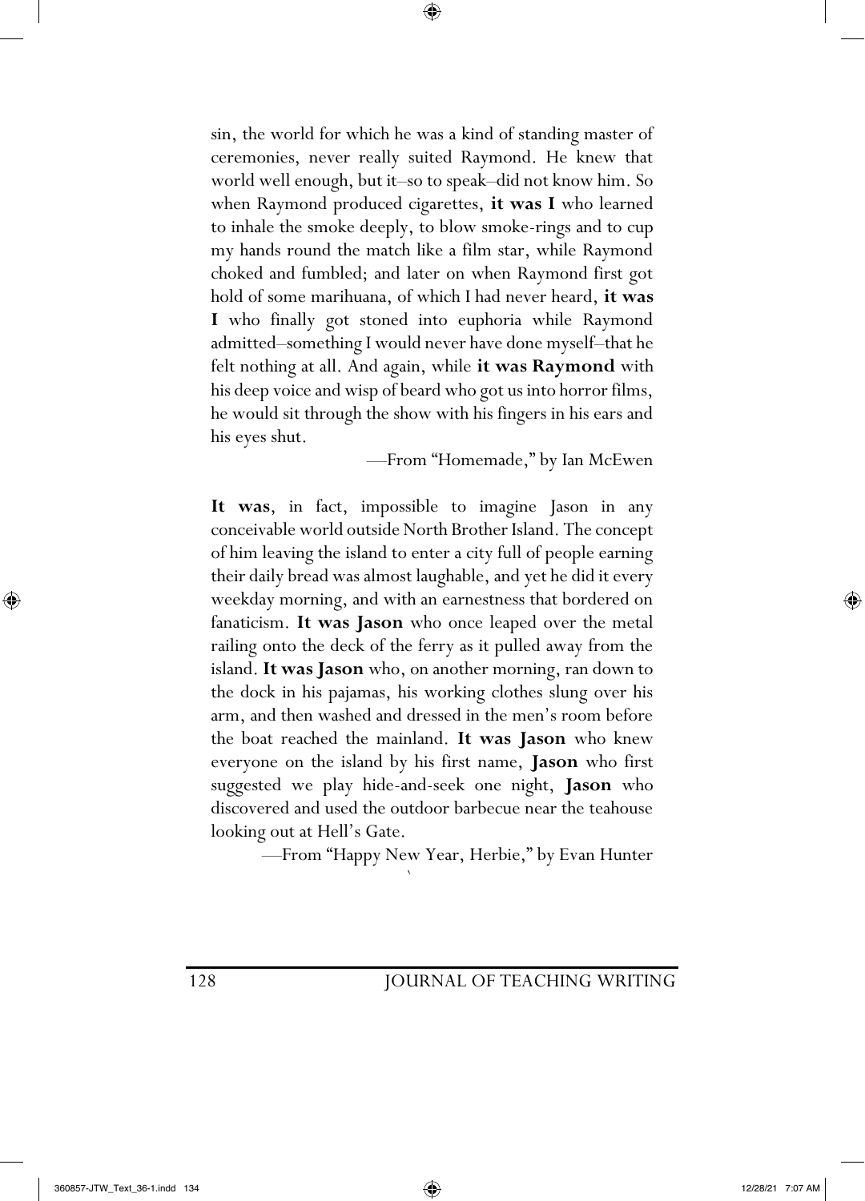sin, the world for which he was a kind of standing master of ceremonies, never really suited Raymond. He knew that world well enough, but it–so to speak–did not know him. So when Raymond produced cigarettes, **it was I** who learned to inhale the smoke deeply, to blow smoke-rings and to cup my hands round the match like a film star, while Raymond choked and fumbled; and later on when Raymond first got hold of some marihuana, of which I had never heard, **it was I** who finally got stoned into euphoria while Raymond admitted–something I would never have done myself–that he felt nothing at all. And again, while **it was Raymond** with his deep voice and wisp of beard who got us into horror films, he would sit through the show with his fingers in his ears and his eyes shut.

—From "Homemade," by Ian McEwen

**It was**, in fact, impossible to imagine Jason in any conceivable world outside North Brother Island. The concept of him leaving the island to enter a city full of people earning their daily bread was almost laughable, and yet he did it every weekday morning, and with an earnestness that bordered on fanaticism. **It was Jason** who once leaped over the metal railing onto the deck of the ferry as it pulled away from the island. **It was Jason** who, on another morning, ran down to the dock in his pajamas, his working clothes slung over his arm, and then washed and dressed in the men's room before the boat reached the mainland. **It was Jason** who knew everyone on the island by his first name, **Jason** who first suggested we play hide-and-seek one night, **Jason** who discovered and used the outdoor barbecue near the teahouse looking out at Hell's Gate.

—From "Happy New Year, Herbie," by Evan Hunter